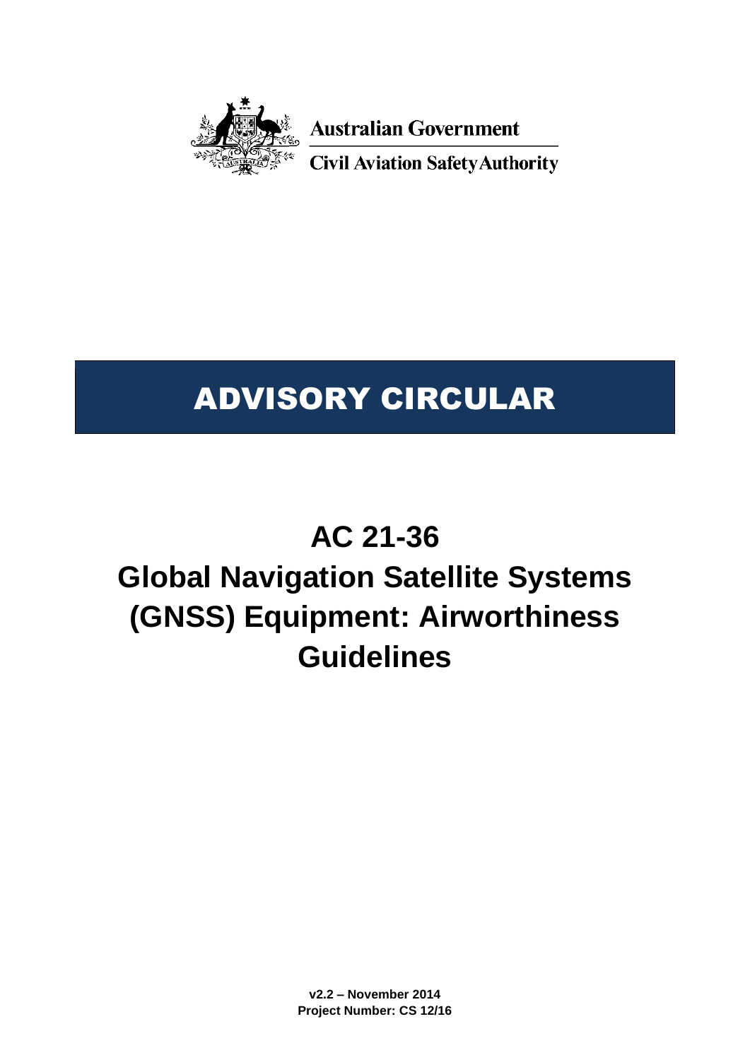Australian Government

Civil Aviation Safety Authority

# ADVISORY CIRCULAR

# AC 21-36

# Global Navigation Satellite Systems (GNSS) Equipment: Airworthiness Guidelines

**v2.2 – November 2014**

**Project Number: CS 12/16**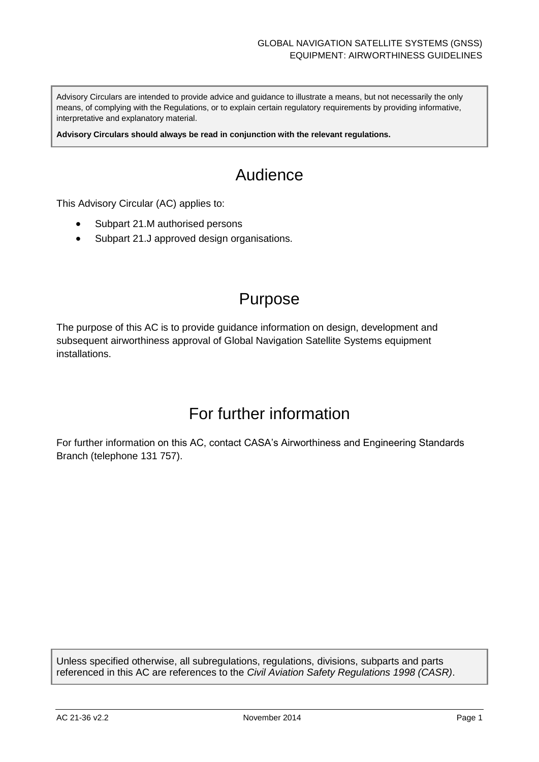Advisory Circulars are intended to provide advice and guidance to illustrate a means, but not necessarily the only means, of complying with the Regulations, or to explain certain regulatory requirements by providing informative, interpretative and explanatory material.

**Advisory Circulars should always be read in conjunction with the relevant regulations.**

# Audience

This Advisory Circular (AC) applies to:

- Subpart 21.M authorised persons
- Subpart 21.J approved design organisations.

# Purpose

The purpose of this AC is to provide guidance information on design, development and subsequent airworthiness approval of Global Navigation Satellite Systems equipment installations.

# For further information

For further information on this AC, contact CASA's Airworthiness and Engineering Standards Branch (telephone 131 757).

Unless specified otherwise, all subregulations, regulations, divisions, subparts and parts referenced in this AC are references to the *Civil Aviation Safety Regulations 1998 (CASR)*.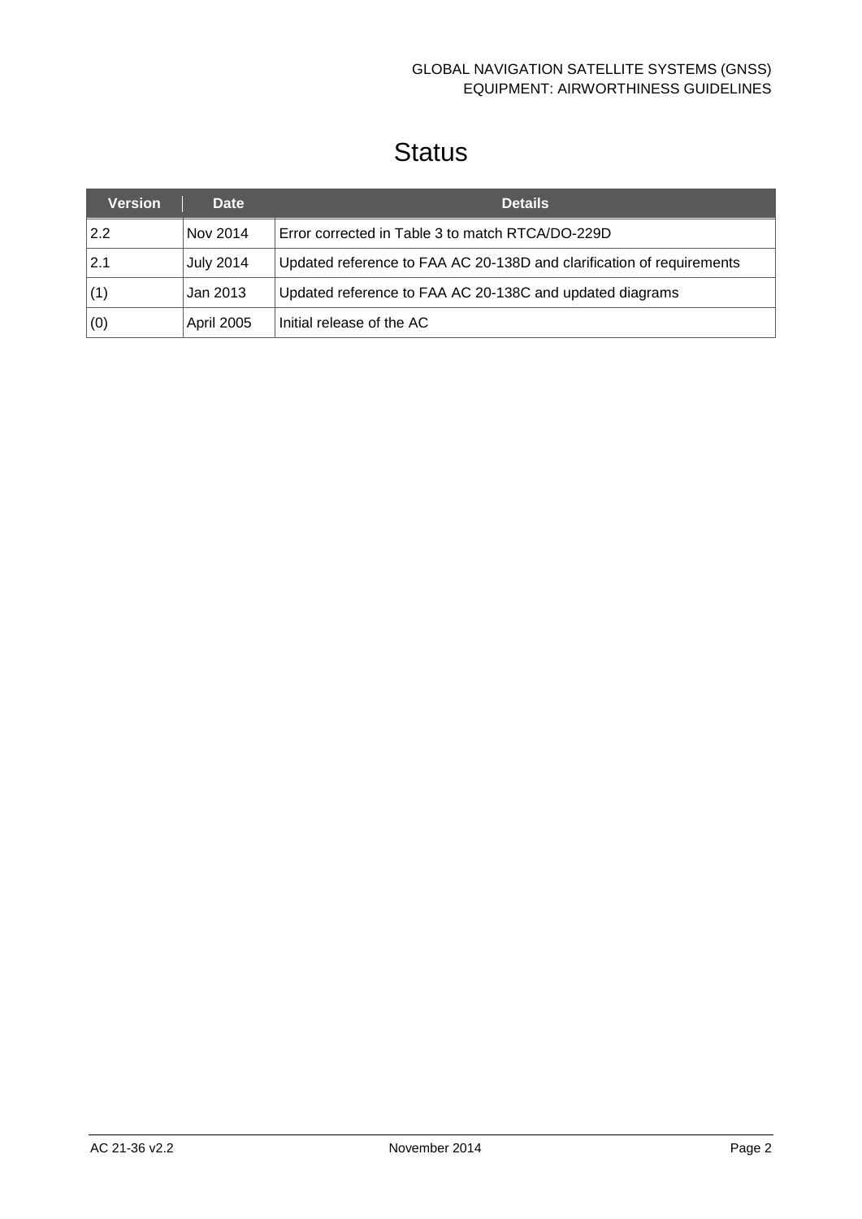# Status

| Version | Date | Details |
|---|---|---|
| 2.2 | Nov 2014 | Error corrected in Table 3 to match RTCA/DO-229D |
| 2.1 | July 2014 | Updated reference to FAA AC 20-138D and clarification of requirements |
| (1) | Jan 2013 | Updated reference to FAA AC 20-138C and updated diagrams |
| (0) | April 2005 | Initial release of the AC |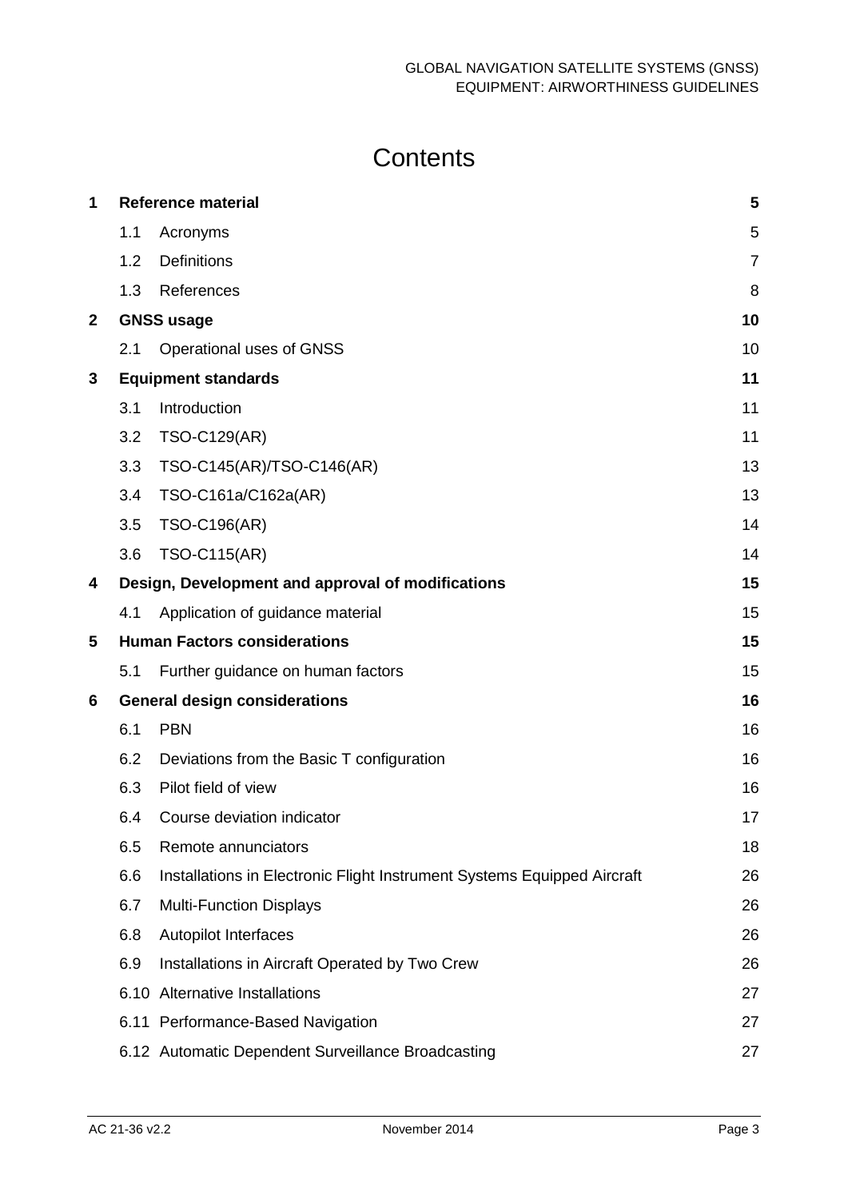# Contents

| | | | |
|---|---|---|---|
| **1** | **Reference material** | | **5** |
| | 1.1 | Acronyms | 5 |
| | 1.2 | Definitions | 7 |
| | 1.3 | References | 8 |
| **2** | **GNSS usage** | | **10** |
| | 2.1 | Operational uses of GNSS | 10 |
| **3** | **Equipment standards** | | **11** |
| | 3.1 | Introduction | 11 |
| | 3.2 | TSO-C129(AR) | 11 |
| | 3.3 | TSO-C145(AR)/TSO-C146(AR) | 13 |
| | 3.4 | TSO-C161a/C162a(AR) | 13 |
| | 3.5 | TSO-C196(AR) | 14 |
| | 3.6 | TSO-C115(AR) | 14 |
| **4** | **Design, Development and approval of modifications** | | **15** |
| | 4.1 | Application of guidance material | 15 |
| **5** | **Human Factors considerations** | | **15** |
| | 5.1 | Further guidance on human factors | 15 |
| **6** | **General design considerations** | | **16** |
| | 6.1 | PBN | 16 |
| | 6.2 | Deviations from the Basic T configuration | 16 |
| | 6.3 | Pilot field of view | 16 |
| | 6.4 | Course deviation indicator | 17 |
| | 6.5 | Remote annunciators | 18 |
| | 6.6 | Installations in Electronic Flight Instrument Systems Equipped Aircraft | 26 |
| | 6.7 | Multi-Function Displays | 26 |
| | 6.8 | Autopilot Interfaces | 26 |
| | 6.9 | Installations in Aircraft Operated by Two Crew | 26 |
| | 6.10 | Alternative Installations | 27 |
| | 6.11 | Performance-Based Navigation | 27 |
| | 6.12 | Automatic Dependent Surveillance Broadcasting | 27 |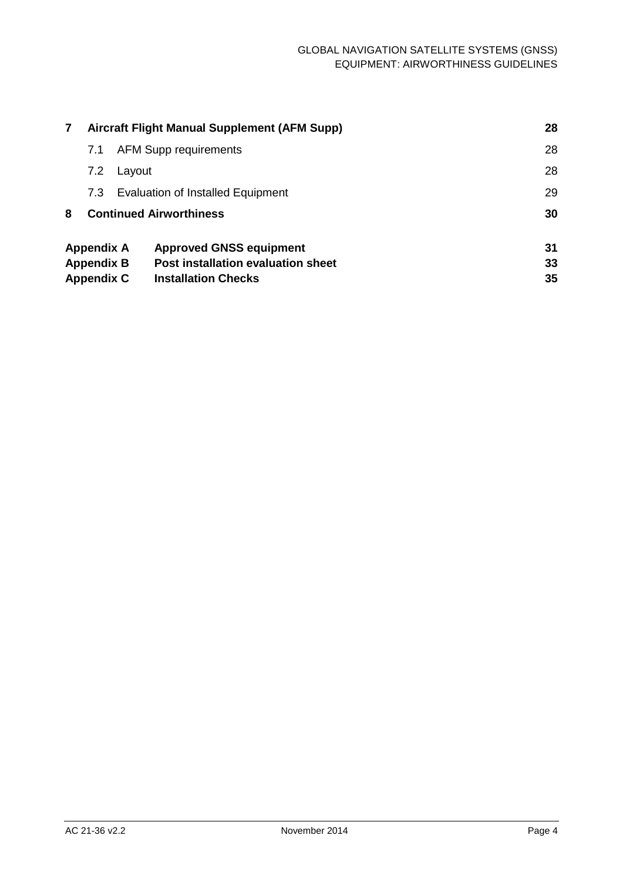| | | |
|---|---|---|
| **7** | **Aircraft Flight Manual Supplement (AFM Supp)** | **28** |
| | 7.1 AFM Supp requirements | 28 |
| | 7.2 Layout | 28 |
| | 7.3 Evaluation of Installed Equipment | 29 |
| **8** | **Continued Airworthiness** | **30** |
| **Appendix A** | **Approved GNSS equipment** | **31** |
| **Appendix B** | **Post installation evaluation sheet** | **33** |
| **Appendix C** | **Installation Checks** | **35** |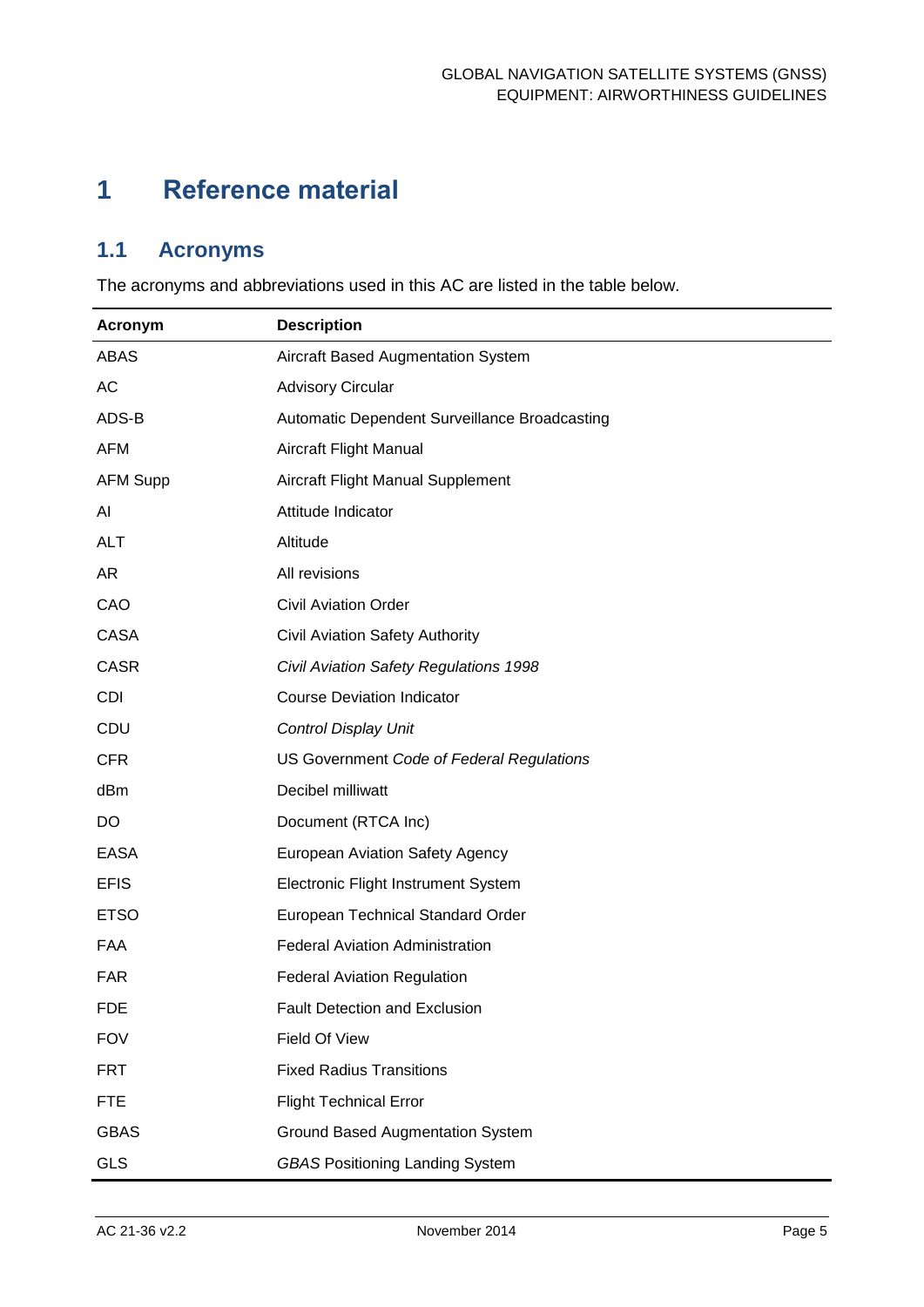# 1 Reference material

## 1.1 Acronyms

The acronyms and abbreviations used in this AC are listed in the table below.

| Acronym | Description |
|---|---|
| ABAS | Aircraft Based Augmentation System |
| AC | Advisory Circular |
| ADS-B | Automatic Dependent Surveillance Broadcasting |
| AFM | Aircraft Flight Manual |
| AFM Supp | Aircraft Flight Manual Supplement |
| AI | Attitude Indicator |
| ALT | Altitude |
| AR | All revisions |
| CAO | Civil Aviation Order |
| CASA | Civil Aviation Safety Authority |
| CASR | *Civil Aviation Safety Regulations 1998* |
| CDI | Course Deviation Indicator |
| CDU | *Control Display Unit* |
| CFR | US Government *Code of Federal Regulations* |
| dBm | Decibel milliwatt |
| DO | Document (RTCA Inc) |
| EASA | European Aviation Safety Agency |
| EFIS | Electronic Flight Instrument System |
| ETSO | European Technical Standard Order |
| FAA | Federal Aviation Administration |
| FAR | Federal Aviation Regulation |
| FDE | Fault Detection and Exclusion |
| FOV | Field Of View |
| FRT | Fixed Radius Transitions |
| FTE | Flight Technical Error |
| GBAS | Ground Based Augmentation System |
| GLS | *GBAS* Positioning Landing System |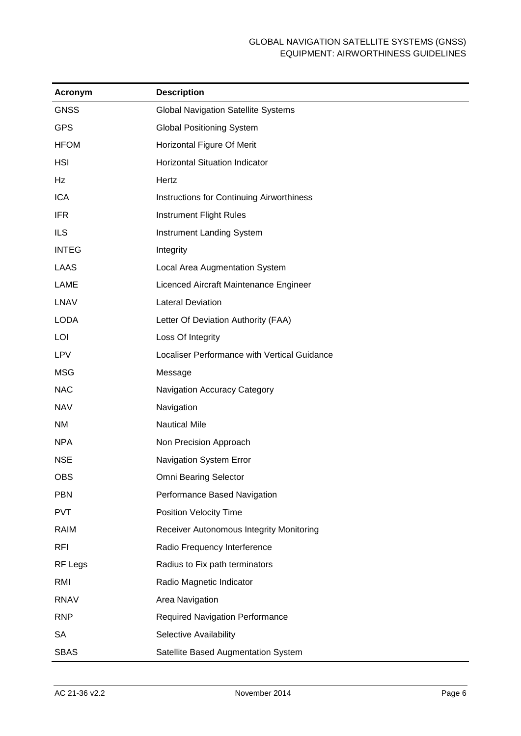| Acronym | Description |
| --- | --- |
| GNSS | Global Navigation Satellite Systems |
| GPS | Global Positioning System |
| HFOM | Horizontal Figure Of Merit |
| HSI | Horizontal Situation Indicator |
| Hz | Hertz |
| ICA | Instructions for Continuing Airworthiness |
| IFR | Instrument Flight Rules |
| ILS | Instrument Landing System |
| INTEG | Integrity |
| LAAS | Local Area Augmentation System |
| LAME | Licenced Aircraft Maintenance Engineer |
| LNAV | Lateral Deviation |
| LODA | Letter Of Deviation Authority (FAA) |
| LOI | Loss Of Integrity |
| LPV | Localiser Performance with Vertical Guidance |
| MSG | Message |
| NAC | Navigation Accuracy Category |
| NAV | Navigation |
| NM | Nautical Mile |
| NPA | Non Precision Approach |
| NSE | Navigation System Error |
| OBS | Omni Bearing Selector |
| PBN | Performance Based Navigation |
| PVT | Position Velocity Time |
| RAIM | Receiver Autonomous Integrity Monitoring |
| RFI | Radio Frequency Interference |
| RF Legs | Radius to Fix path terminators |
| RMI | Radio Magnetic Indicator |
| RNAV | Area Navigation |
| RNP | Required Navigation Performance |
| SA | Selective Availability |
| SBAS | Satellite Based Augmentation System |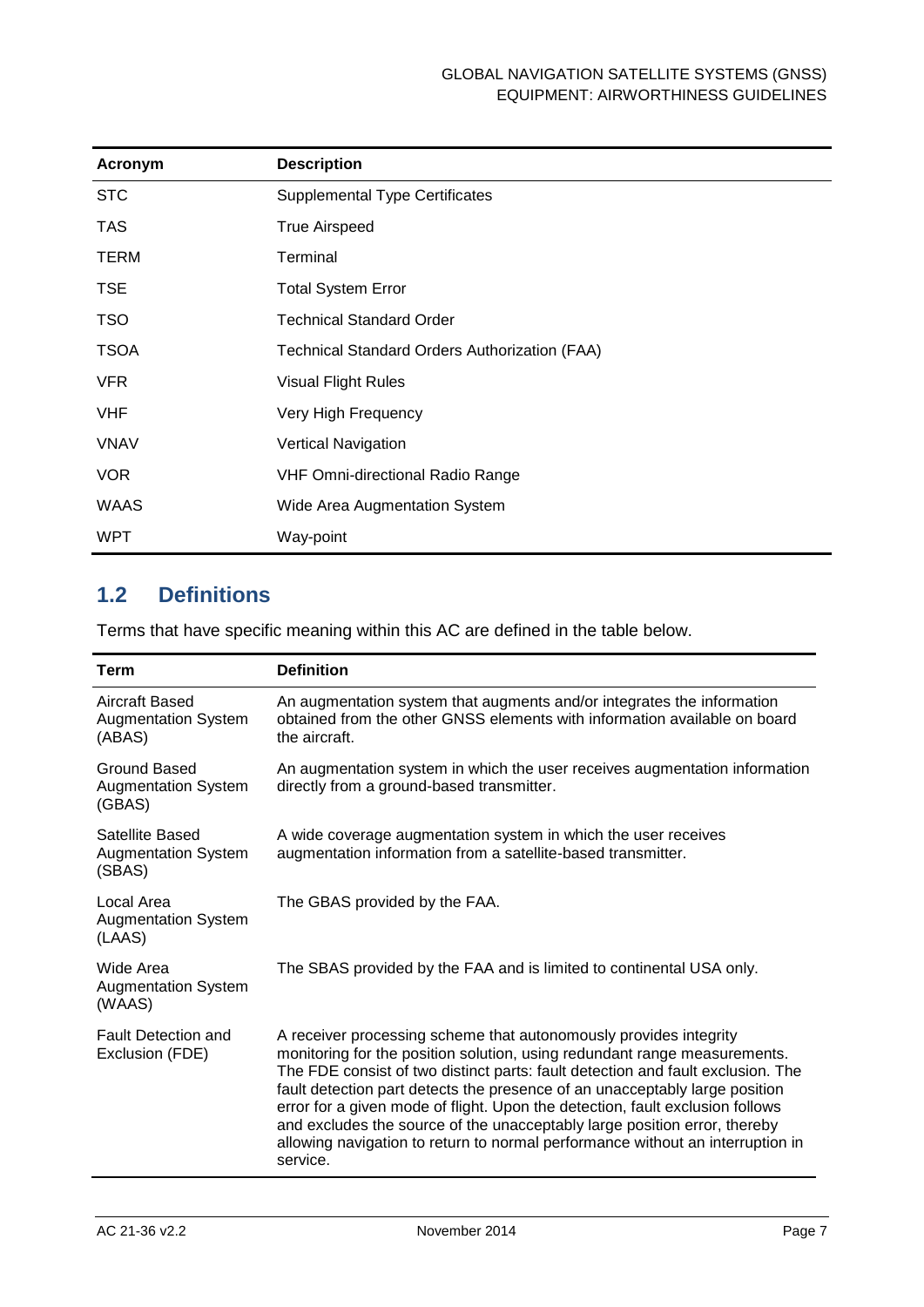| Acronym | Description |
| --- | --- |
| STC | Supplemental Type Certificates |
| TAS | True Airspeed |
| TERM | Terminal |
| TSE | Total System Error |
| TSO | Technical Standard Order |
| TSOA | Technical Standard Orders Authorization (FAA) |
| VFR | Visual Flight Rules |
| VHF | Very High Frequency |
| VNAV | Vertical Navigation |
| VOR | VHF Omni-directional Radio Range |
| WAAS | Wide Area Augmentation System |
| WPT | Way-point |

## 1.2 Definitions

Terms that have specific meaning within this AC are defined in the table below.

| Term | Definition |
| --- | --- |
| Aircraft Based Augmentation System (ABAS) | An augmentation system that augments and/or integrates the information obtained from the other GNSS elements with information available on board the aircraft. |
| Ground Based Augmentation System (GBAS) | An augmentation system in which the user receives augmentation information directly from a ground-based transmitter. |
| Satellite Based Augmentation System (SBAS) | A wide coverage augmentation system in which the user receives augmentation information from a satellite-based transmitter. |
| Local Area Augmentation System (LAAS) | The GBAS provided by the FAA. |
| Wide Area Augmentation System (WAAS) | The SBAS provided by the FAA and is limited to continental USA only. |
| Fault Detection and Exclusion (FDE) | A receiver processing scheme that autonomously provides integrity monitoring for the position solution, using redundant range measurements. The FDE consist of two distinct parts: fault detection and fault exclusion. The fault detection part detects the presence of an unacceptably large position error for a given mode of flight. Upon the detection, fault exclusion follows and excludes the source of the unacceptably large position error, thereby allowing navigation to return to normal performance without an interruption in service. |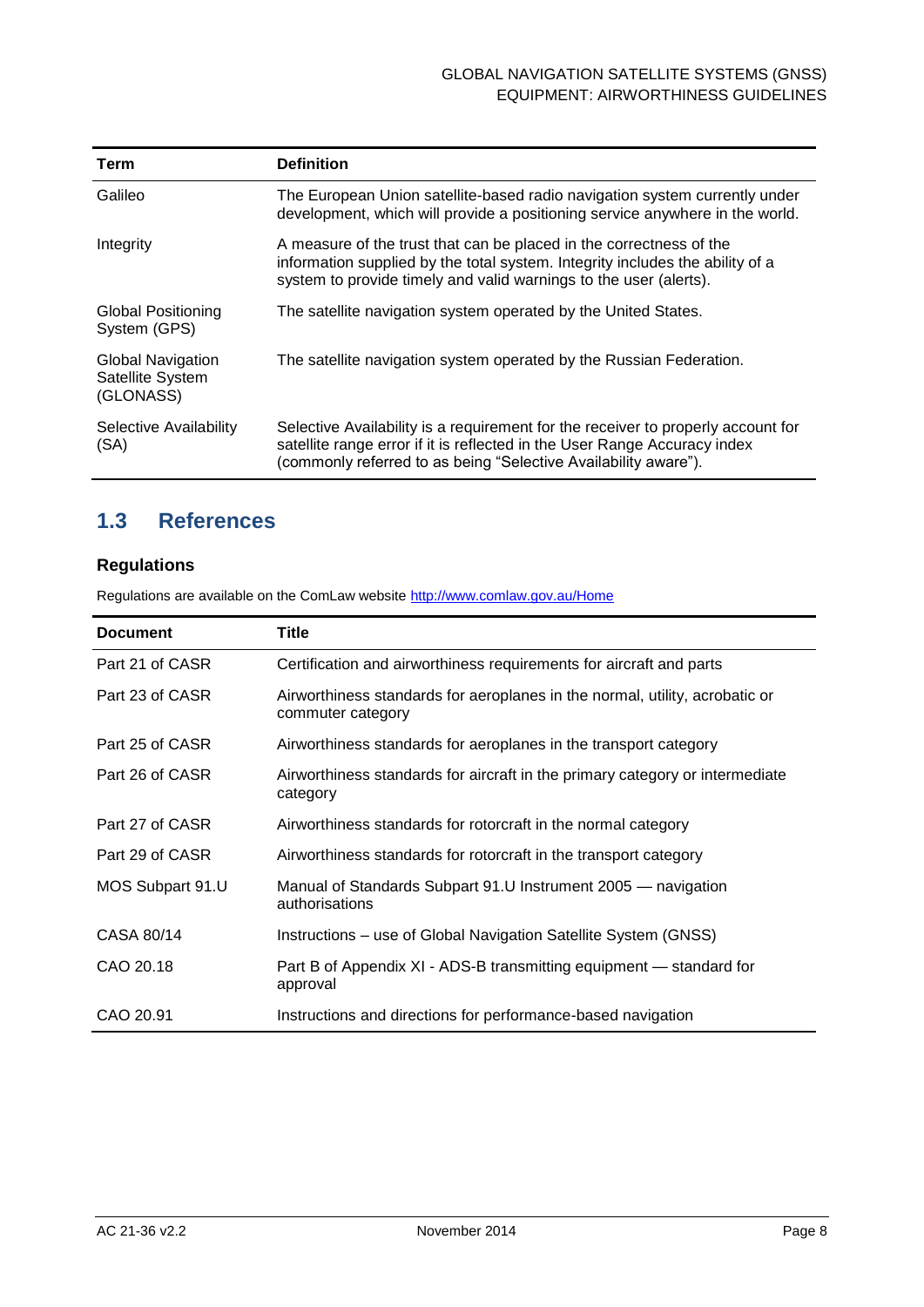| Term | Definition |
| --- | --- |
| Galileo | The European Union satellite-based radio navigation system currently under development, which will provide a positioning service anywhere in the world. |
| Integrity | A measure of the trust that can be placed in the correctness of the information supplied by the total system. Integrity includes the ability of a system to provide timely and valid warnings to the user (alerts). |
| Global Positioning System (GPS) | The satellite navigation system operated by the United States. |
| Global Navigation Satellite System (GLONASS) | The satellite navigation system operated by the Russian Federation. |
| Selective Availability (SA) | Selective Availability is a requirement for the receiver to properly account for satellite range error if it is reflected in the User Range Accuracy index (commonly referred to as being "Selective Availability aware"). |

## 1.3 References

### Regulations

Regulations are available on the ComLaw website http://www.comlaw.gov.au/Home

| Document | Title |
| --- | --- |
| Part 21 of CASR | Certification and airworthiness requirements for aircraft and parts |
| Part 23 of CASR | Airworthiness standards for aeroplanes in the normal, utility, acrobatic or commuter category |
| Part 25 of CASR | Airworthiness standards for aeroplanes in the transport category |
| Part 26 of CASR | Airworthiness standards for aircraft in the primary category or intermediate category |
| Part 27 of CASR | Airworthiness standards for rotorcraft in the normal category |
| Part 29 of CASR | Airworthiness standards for rotorcraft in the transport category |
| MOS Subpart 91.U | Manual of Standards Subpart 91.U Instrument 2005 — navigation authorisations |
| CASA 80/14 | Instructions – use of Global Navigation Satellite System (GNSS) |
| CAO 20.18 | Part B of Appendix XI - ADS-B transmitting equipment — standard for approval |
| CAO 20.91 | Instructions and directions for performance-based navigation |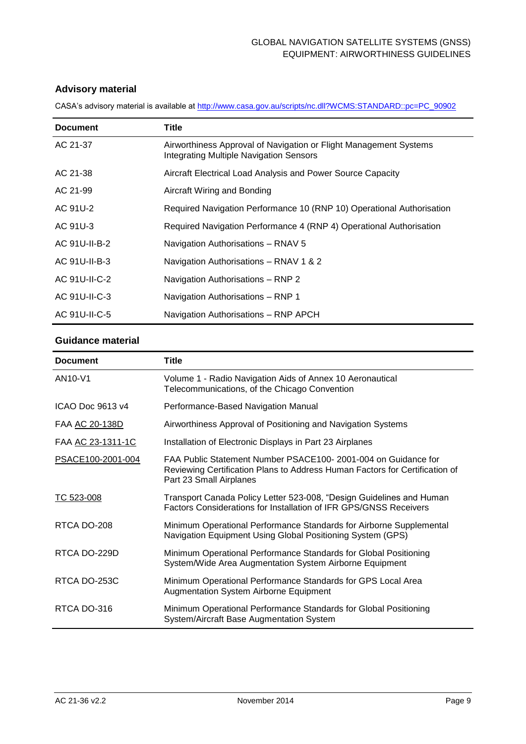## Advisory material

CASA's advisory material is available at http://www.casa.gov.au/scripts/nc.dll?WCMS:STANDARD::pc=PC_90902

| Document | Title |
|---|---|
| AC 21-37 | Airworthiness Approval of Navigation or Flight Management Systems Integrating Multiple Navigation Sensors |
| AC 21-38 | Aircraft Electrical Load Analysis and Power Source Capacity |
| AC 21-99 | Aircraft Wiring and Bonding |
| AC 91U-2 | Required Navigation Performance 10 (RNP 10) Operational Authorisation |
| AC 91U-3 | Required Navigation Performance 4 (RNP 4) Operational Authorisation |
| AC 91U-II-B-2 | Navigation Authorisations – RNAV 5 |
| AC 91U-II-B-3 | Navigation Authorisations – RNAV 1 & 2 |
| AC 91U-II-C-2 | Navigation Authorisations – RNP 2 |
| AC 91U-II-C-3 | Navigation Authorisations – RNP 1 |
| AC 91U-II-C-5 | Navigation Authorisations – RNP APCH |

### Guidance material

| Document | Title |
|---|---|
| AN10-V1 | Volume 1 - Radio Navigation Aids of Annex 10 Aeronautical Telecommunications, of the Chicago Convention |
| ICAO Doc 9613 v4 | Performance-Based Navigation Manual |
| FAA AC 20-138D | Airworthiness Approval of Positioning and Navigation Systems |
| FAA AC 23-1311-1C | Installation of Electronic Displays in Part 23 Airplanes |
| PSACE100-2001-004 | FAA Public Statement Number PSACE100- 2001-004 on Guidance for Reviewing Certification Plans to Address Human Factors for Certification of Part 23 Small Airplanes |
| TC 523-008 | Transport Canada Policy Letter 523-008, "Design Guidelines and Human Factors Considerations for Installation of IFR GPS/GNSS Receivers |
| RTCA DO-208 | Minimum Operational Performance Standards for Airborne Supplemental Navigation Equipment Using Global Positioning System (GPS) |
| RTCA DO-229D | Minimum Operational Performance Standards for Global Positioning System/Wide Area Augmentation System Airborne Equipment |
| RTCA DO-253C | Minimum Operational Performance Standards for GPS Local Area Augmentation System Airborne Equipment |
| RTCA DO-316 | Minimum Operational Performance Standards for Global Positioning System/Aircraft Base Augmentation System |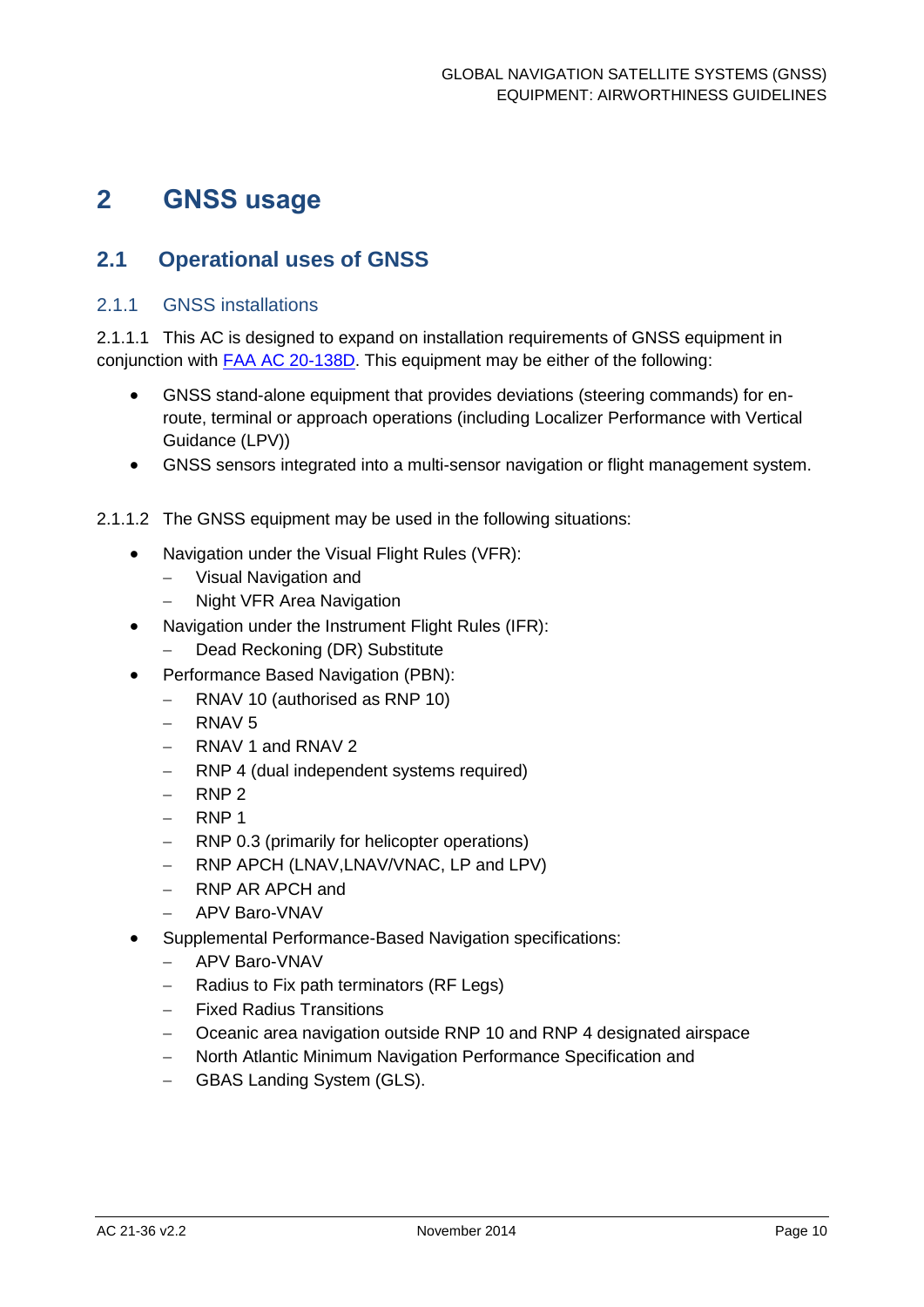# 2 GNSS usage

## 2.1 Operational uses of GNSS

### 2.1.1 GNSS installations

2.1.1.1 This AC is designed to expand on installation requirements of GNSS equipment in conjunction with [FAA AC 20-138D](). This equipment may be either of the following:

- GNSS stand-alone equipment that provides deviations (steering commands) for en-route, terminal or approach operations (including Localizer Performance with Vertical Guidance (LPV))
- GNSS sensors integrated into a multi-sensor navigation or flight management system.

2.1.1.2 The GNSS equipment may be used in the following situations:

- Navigation under the Visual Flight Rules (VFR):
  - Visual Navigation and
  - Night VFR Area Navigation
- Navigation under the Instrument Flight Rules (IFR):
  - Dead Reckoning (DR) Substitute
- Performance Based Navigation (PBN):
  - RNAV 10 (authorised as RNP 10)
  - RNAV 5
  - RNAV 1 and RNAV 2
  - RNP 4 (dual independent systems required)
  - RNP 2
  - RNP 1
  - RNP 0.3 (primarily for helicopter operations)
  - RNP APCH (LNAV,LNAV/VNAC, LP and LPV)
  - RNP AR APCH and
  - APV Baro-VNAV
- Supplemental Performance-Based Navigation specifications:
  - APV Baro-VNAV
  - Radius to Fix path terminators (RF Legs)
  - Fixed Radius Transitions
  - Oceanic area navigation outside RNP 10 and RNP 4 designated airspace
  - North Atlantic Minimum Navigation Performance Specification and
  - GBAS Landing System (GLS).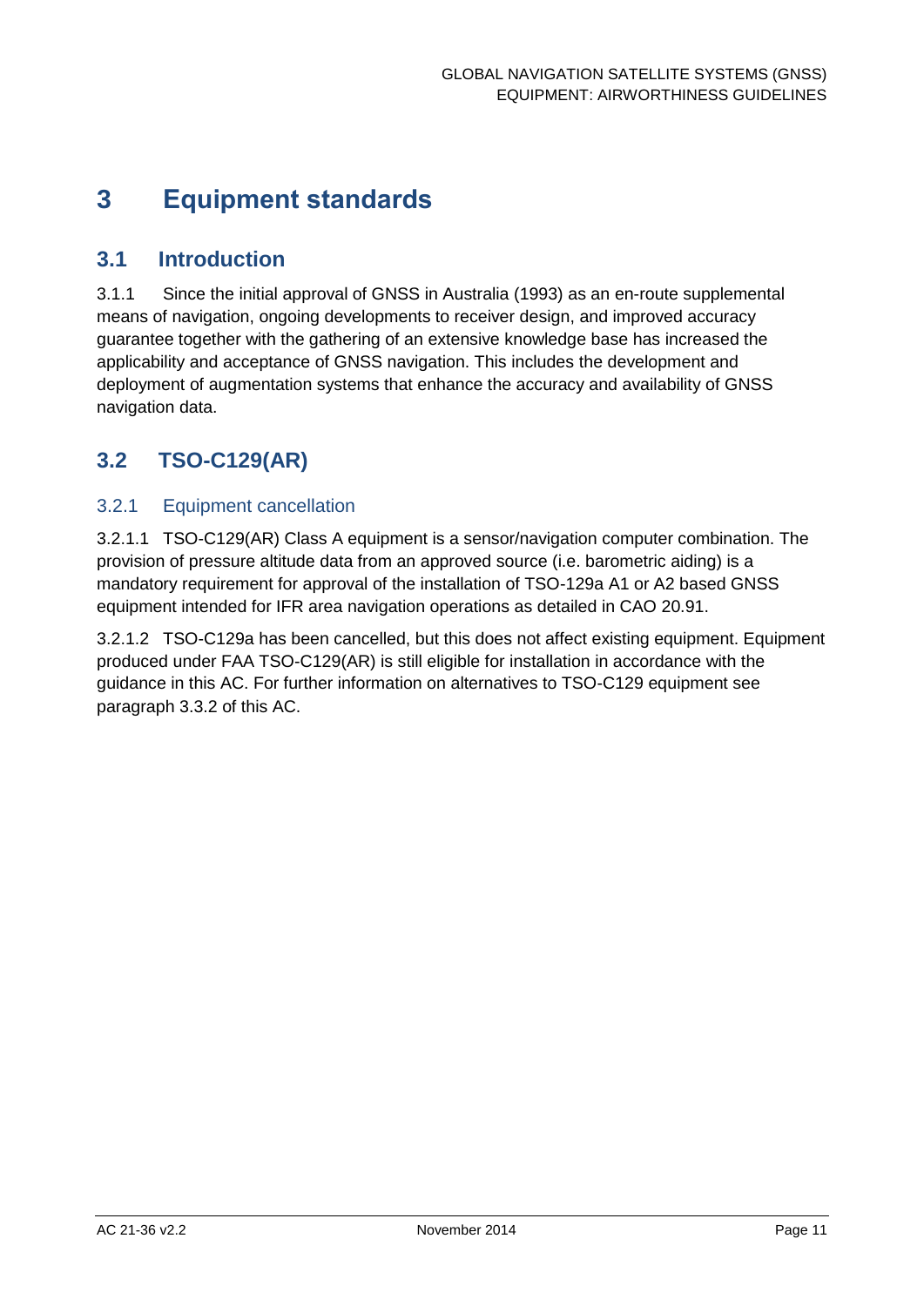# 3 Equipment standards

## 3.1 Introduction

3.1.1 Since the initial approval of GNSS in Australia (1993) as an en-route supplemental means of navigation, ongoing developments to receiver design, and improved accuracy guarantee together with the gathering of an extensive knowledge base has increased the applicability and acceptance of GNSS navigation. This includes the development and deployment of augmentation systems that enhance the accuracy and availability of GNSS navigation data.

## 3.2 TSO-C129(AR)

### 3.2.1 Equipment cancellation

3.2.1.1 TSO-C129(AR) Class A equipment is a sensor/navigation computer combination. The provision of pressure altitude data from an approved source (i.e. barometric aiding) is a mandatory requirement for approval of the installation of TSO-129a A1 or A2 based GNSS equipment intended for IFR area navigation operations as detailed in CAO 20.91.

3.2.1.2 TSO-C129a has been cancelled, but this does not affect existing equipment. Equipment produced under FAA TSO-C129(AR) is still eligible for installation in accordance with the guidance in this AC. For further information on alternatives to TSO-C129 equipment see paragraph 3.3.2 of this AC.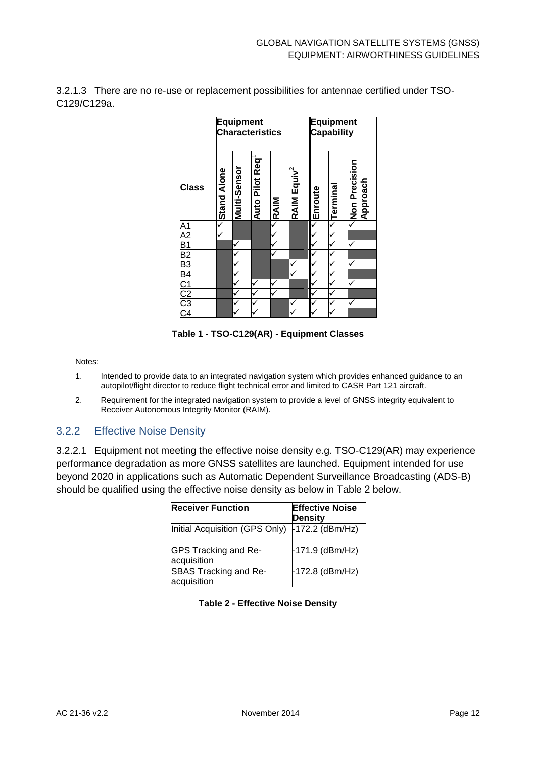3.2.1.3 There are no re-use or replacement possibilities for antennae certified under TSO-C129/C129a.

| | Equipment Characteristics | | | | | Equipment Capability | | |
|---|---|---|---|---|---|---|---|---|
| Class | Stand Alone | Multi-Sensor | Auto Pilot Req[1] | RAIM | RAIM Equiv[2] | Enroute | Terminal | Non Precision Approach |
| A1 | ✓ | | | ✓ | | ✓ | ✓ | ✓ |
| A2 | ✓ | | | ✓ | | ✓ | ✓ | |
| B1 | | ✓ | | ✓ | | ✓ | ✓ | ✓ |
| B2 | | ✓ | | ✓ | | ✓ | ✓ | |
| B3 | | ✓ | | | ✓ | ✓ | ✓ | ✓ |
| B4 | | ✓ | | | ✓ | ✓ | ✓ | |
| C1 | | ✓ | ✓ | ✓ | | ✓ | ✓ | ✓ |
| C2 | | ✓ | ✓ | ✓ | | ✓ | ✓ | |
| C3 | | ✓ | ✓ | | ✓ | ✓ | ✓ | ✓ |
| C4 | | ✓ | ✓ | | ✓ | ✓ | ✓ | |

**Table 1 - TSO-C129(AR) - Equipment Classes**

Notes:

1. Intended to provide data to an integrated navigation system which provides enhanced guidance to an autopilot/flight director to reduce flight technical error and limited to CASR Part 121 aircraft.
2. Requirement for the integrated navigation system to provide a level of GNSS integrity equivalent to Receiver Autonomous Integrity Monitor (RAIM).

## 3.2.2 Effective Noise Density

3.2.2.1 Equipment not meeting the effective noise density e.g. TSO-C129(AR) may experience performance degradation as more GNSS satellites are launched. Equipment intended for use beyond 2020 in applications such as Automatic Dependent Surveillance Broadcasting (ADS-B) should be qualified using the effective noise density as below in Table 2 below.

| Receiver Function | Effective Noise Density |
|---|---|
| Initial Acquisition (GPS Only) | -172.2 (dBm/Hz) |
| GPS Tracking and Re-acquisition | -171.9 (dBm/Hz) |
| SBAS Tracking and Re-acquisition | -172.8 (dBm/Hz) |

**Table 2 - Effective Noise Density**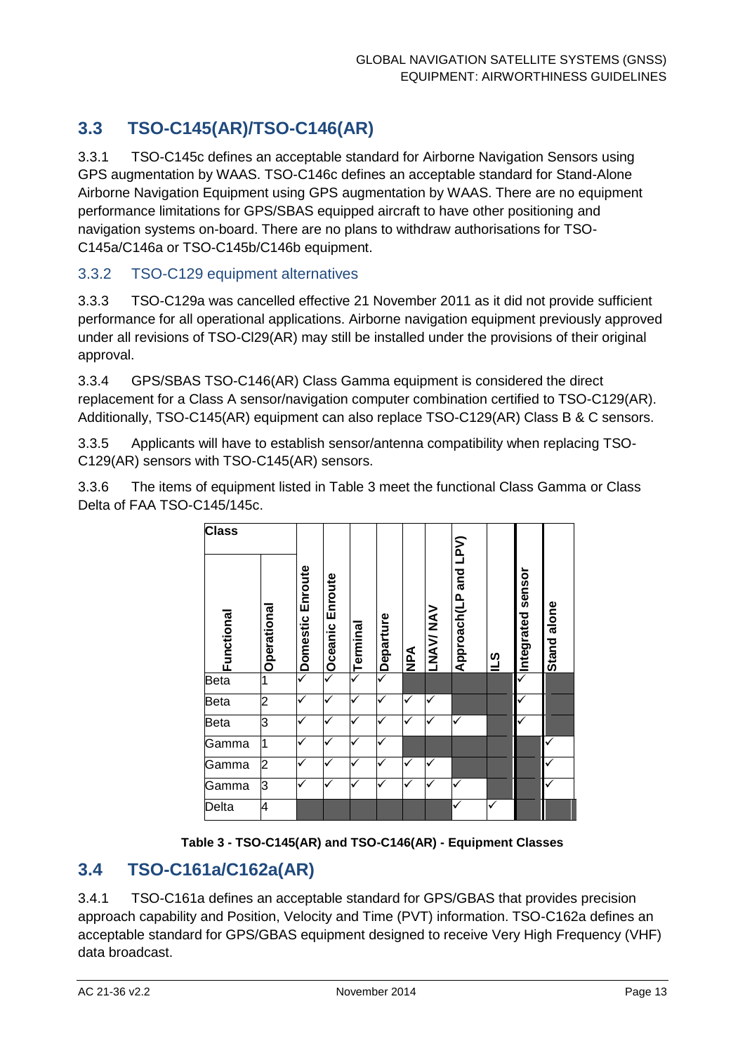## 3.3 TSO-C145(AR)/TSO-C146(AR)

3.3.1 TSO-C145c defines an acceptable standard for Airborne Navigation Sensors using GPS augmentation by WAAS. TSO-C146c defines an acceptable standard for Stand-Alone Airborne Navigation Equipment using GPS augmentation by WAAS. There are no equipment performance limitations for GPS/SBAS equipped aircraft to have other positioning and navigation systems on-board. There are no plans to withdraw authorisations for TSO-C145a/C146a or TSO-C145b/C146b equipment.

### 3.3.2 TSO-C129 equipment alternatives

3.3.3 TSO-C129a was cancelled effective 21 November 2011 as it did not provide sufficient performance for all operational applications. Airborne navigation equipment previously approved under all revisions of TSO-Cl29(AR) may still be installed under the provisions of their original approval.

3.3.4 GPS/SBAS TSO-C146(AR) Class Gamma equipment is considered the direct replacement for a Class A sensor/navigation computer combination certified to TSO-C129(AR). Additionally, TSO-C145(AR) equipment can also replace TSO-C129(AR) Class B & C sensors.

3.3.5 Applicants will have to establish sensor/antenna compatibility when replacing TSO-C129(AR) sensors with TSO-C145(AR) sensors.

3.3.6 The items of equipment listed in Table 3 meet the functional Class Gamma or Class Delta of FAA TSO-C145/145c.

| Class | | | | | | | | | | | |
|---|---|---|---|---|---|---|---|---|---|---|---|
| Functional | Operational | Domestic Enroute | Oceanic Enroute | Terminal | Departure | NPA | LNAV/ NAV | Approach(LP and LPV) | ILS | Integrated sensor | Stand alone |
| Beta | 1 | ✓ | ✓ | ✓ | ✓ | | | | | ✓ | |
| Beta | 2 | ✓ | ✓ | ✓ | ✓ | ✓ | ✓ | | | ✓ | |
| Beta | 3 | ✓ | ✓ | ✓ | ✓ | ✓ | ✓ | ✓ | | ✓ | |
| Gamma | 1 | ✓ | ✓ | ✓ | ✓ | | | | | | ✓ |
| Gamma | 2 | ✓ | ✓ | ✓ | ✓ | ✓ | ✓ | | | | ✓ |
| Gamma | 3 | ✓ | ✓ | ✓ | ✓ | ✓ | ✓ | ✓ | | | ✓ |
| Delta | 4 | | | | | | | ✓ | ✓ | | |

**Table 3 - TSO-C145(AR) and TSO-C146(AR) - Equipment Classes**

## 3.4 TSO-C161a/C162a(AR)

3.4.1 TSO-C161a defines an acceptable standard for GPS/GBAS that provides precision approach capability and Position, Velocity and Time (PVT) information. TSO-C162a defines an acceptable standard for GPS/GBAS equipment designed to receive Very High Frequency (VHF) data broadcast.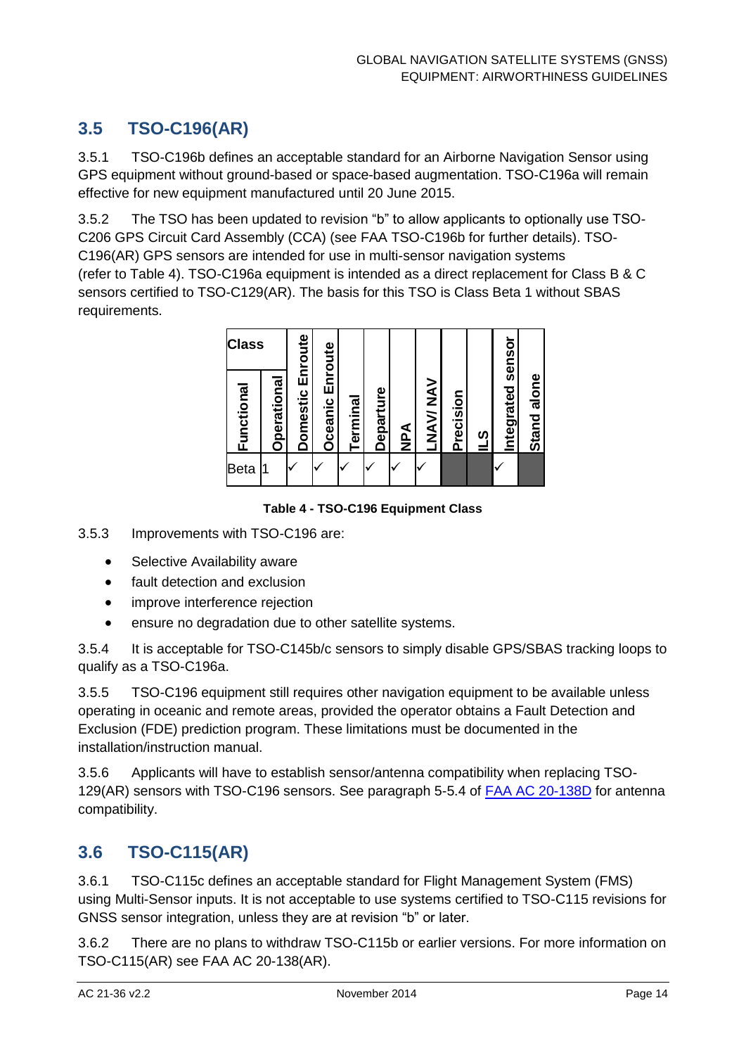## 3.5 TSO-C196(AR)

3.5.1 TSO-C196b defines an acceptable standard for an Airborne Navigation Sensor using GPS equipment without ground-based or space-based augmentation. TSO-C196a will remain effective for new equipment manufactured until 20 June 2015.

3.5.2 The TSO has been updated to revision "b" to allow applicants to optionally use TSO-C206 GPS Circuit Card Assembly (CCA) (see FAA TSO-C196b for further details). TSO-C196(AR) GPS sensors are intended for use in multi-sensor navigation systems (refer to Table 4). TSO-C196a equipment is intended as a direct replacement for Class B & C sensors certified to TSO-C129(AR). The basis for this TSO is Class Beta 1 without SBAS requirements.

| Class | | Domestic Enroute | Oceanic Enroute | Terminal | Departure | NPA | LNAV/ NAV | Precision | ILS | Integrated sensor | Stand alone |
|---|---|---|---|---|---|---|---|---|---|---|---|
| Functional | Operational | | | | | | | | | | |
| Beta | 1 | ✓ | ✓ | ✓ | ✓ | ✓ | ✓ | | | ✓ | |

**Table 4 - TSO-C196 Equipment Class**

3.5.3 Improvements with TSO-C196 are:

- Selective Availability aware
- fault detection and exclusion
- improve interference rejection
- ensure no degradation due to other satellite systems.

3.5.4 It is acceptable for TSO-C145b/c sensors to simply disable GPS/SBAS tracking loops to qualify as a TSO-C196a.

3.5.5 TSO-C196 equipment still requires other navigation equipment to be available unless operating in oceanic and remote areas, provided the operator obtains a Fault Detection and Exclusion (FDE) prediction program. These limitations must be documented in the installation/instruction manual.

3.5.6 Applicants will have to establish sensor/antenna compatibility when replacing TSO-129(AR) sensors with TSO-C196 sensors. See paragraph 5-5.4 of FAA AC 20-138D for antenna compatibility.

## 3.6 TSO-C115(AR)

3.6.1 TSO-C115c defines an acceptable standard for Flight Management System (FMS) using Multi-Sensor inputs. It is not acceptable to use systems certified to TSO-C115 revisions for GNSS sensor integration, unless they are at revision "b" or later.

3.6.2 There are no plans to withdraw TSO-C115b or earlier versions. For more information on TSO-C115(AR) see FAA AC 20-138(AR).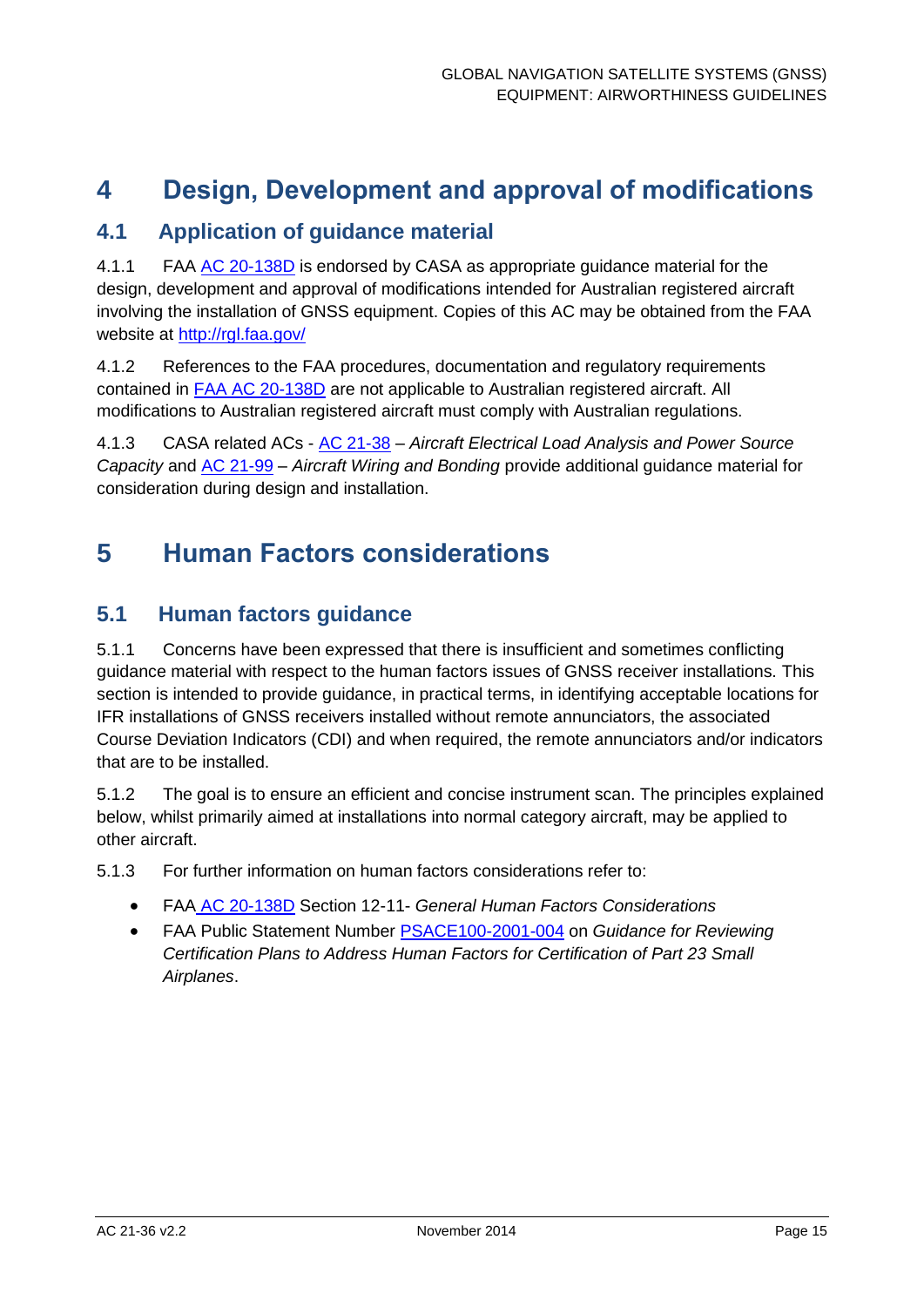# 4 Design, Development and approval of modifications

## 4.1 Application of guidance material

4.1.1 FAA AC 20-138D is endorsed by CASA as appropriate guidance material for the design, development and approval of modifications intended for Australian registered aircraft involving the installation of GNSS equipment. Copies of this AC may be obtained from the FAA website at http://rgl.faa.gov/

4.1.2 References to the FAA procedures, documentation and regulatory requirements contained in FAA AC 20-138D are not applicable to Australian registered aircraft. All modifications to Australian registered aircraft must comply with Australian regulations.

4.1.3 CASA related ACs - AC 21-38 – *Aircraft Electrical Load Analysis and Power Source Capacity* and AC 21-99 – *Aircraft Wiring and Bonding* provide additional guidance material for consideration during design and installation.

# 5 Human Factors considerations

## 5.1 Human factors guidance

5.1.1 Concerns have been expressed that there is insufficient and sometimes conflicting guidance material with respect to the human factors issues of GNSS receiver installations. This section is intended to provide guidance, in practical terms, in identifying acceptable locations for IFR installations of GNSS receivers installed without remote annunciators, the associated Course Deviation Indicators (CDI) and when required, the remote annunciators and/or indicators that are to be installed.

5.1.2 The goal is to ensure an efficient and concise instrument scan. The principles explained below, whilst primarily aimed at installations into normal category aircraft, may be applied to other aircraft.

5.1.3 For further information on human factors considerations refer to:

- FAA AC 20-138D Section 12-11- *General Human Factors Considerations*
- FAA Public Statement Number PSACE100-2001-004 on *Guidance for Reviewing Certification Plans to Address Human Factors for Certification of Part 23 Small Airplanes*.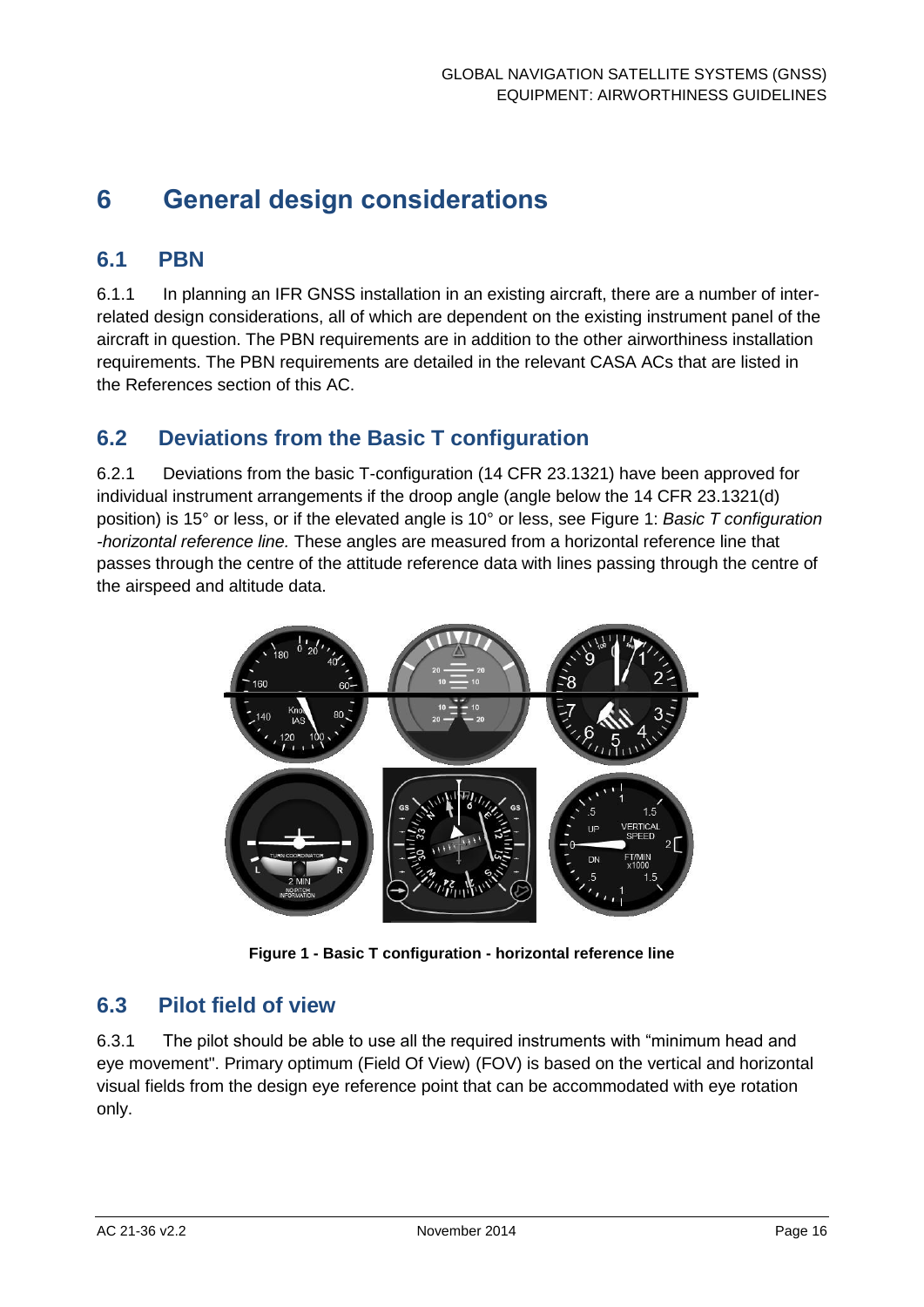# 6 General design considerations

## 6.1 PBN

6.1.1 In planning an IFR GNSS installation in an existing aircraft, there are a number of inter-related design considerations, all of which are dependent on the existing instrument panel of the aircraft in question. The PBN requirements are in addition to the other airworthiness installation requirements. The PBN requirements are detailed in the relevant CASA ACs that are listed in the References section of this AC.

## 6.2 Deviations from the Basic T configuration

6.2.1 Deviations from the basic T-configuration (14 CFR 23.1321) have been approved for individual instrument arrangements if the droop angle (angle below the 14 CFR 23.1321(d) position) is 15° or less, or if the elevated angle is 10° or less, see Figure 1: *Basic T configuration -horizontal reference line.* These angles are measured from a horizontal reference line that passes through the centre of the attitude reference data with lines passing through the centre of the airspeed and altitude data.

**Figure 1 - Basic T configuration - horizontal reference line**

## 6.3 Pilot field of view

6.3.1 The pilot should be able to use all the required instruments with "minimum head and eye movement". Primary optimum (Field Of View) (FOV) is based on the vertical and horizontal visual fields from the design eye reference point that can be accommodated with eye rotation only.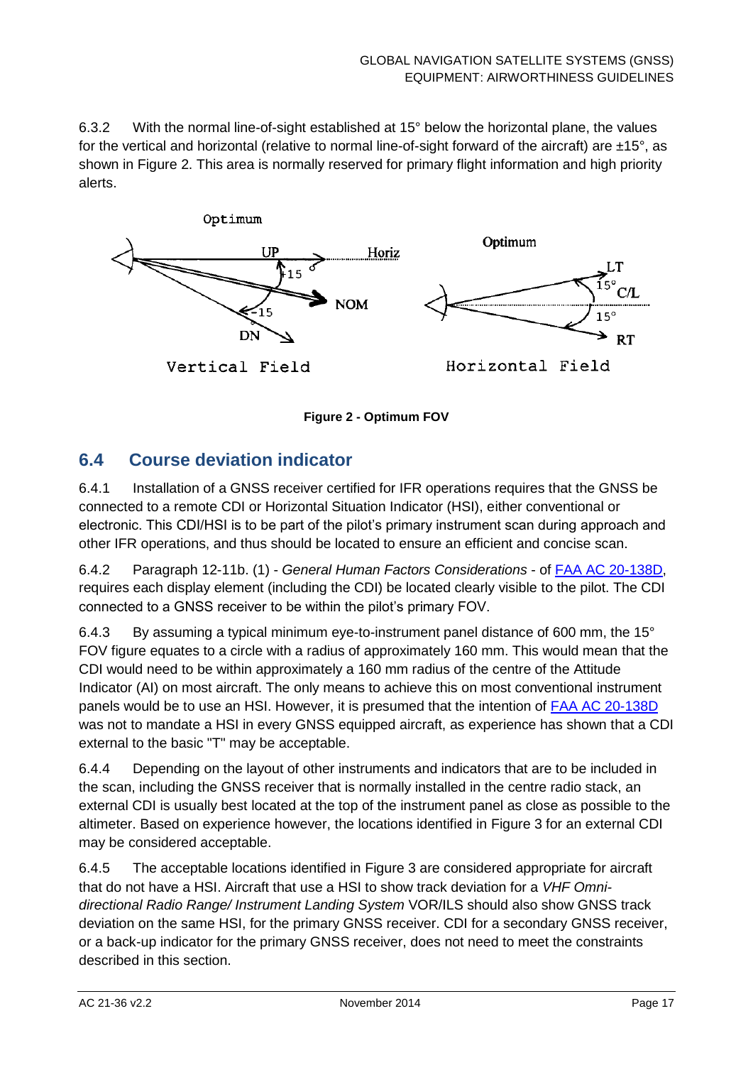6.3.2 With the normal line-of-sight established at 15° below the horizontal plane, the values for the vertical and horizontal (relative to normal line-of-sight forward of the aircraft) are ±15°, as shown in Figure 2. This area is normally reserved for primary flight information and high priority alerts.

**Figure 2 - Optimum FOV**

## 6.4 Course deviation indicator

6.4.1 Installation of a GNSS receiver certified for IFR operations requires that the GNSS be connected to a remote CDI or Horizontal Situation Indicator (HSI), either conventional or electronic. This CDI/HSI is to be part of the pilot's primary instrument scan during approach and other IFR operations, and thus should be located to ensure an efficient and concise scan.

6.4.2 Paragraph 12-11b. (1) - *General Human Factors Considerations* - of FAA AC 20-138D, requires each display element (including the CDI) be located clearly visible to the pilot. The CDI connected to a GNSS receiver to be within the pilot's primary FOV.

6.4.3 By assuming a typical minimum eye-to-instrument panel distance of 600 mm, the 15° FOV figure equates to a circle with a radius of approximately 160 mm. This would mean that the CDI would need to be within approximately a 160 mm radius of the centre of the Attitude Indicator (AI) on most aircraft. The only means to achieve this on most conventional instrument panels would be to use an HSI. However, it is presumed that the intention of FAA AC 20-138D was not to mandate a HSI in every GNSS equipped aircraft, as experience has shown that a CDI external to the basic "T" may be acceptable.

6.4.4 Depending on the layout of other instruments and indicators that are to be included in the scan, including the GNSS receiver that is normally installed in the centre radio stack, an external CDI is usually best located at the top of the instrument panel as close as possible to the altimeter. Based on experience however, the locations identified in Figure 3 for an external CDI may be considered acceptable.

6.4.5 The acceptable locations identified in Figure 3 are considered appropriate for aircraft that do not have a HSI. Aircraft that use a HSI to show track deviation for a *VHF Omni-directional Radio Range/ Instrument Landing System* VOR/ILS should also show GNSS track deviation on the same HSI, for the primary GNSS receiver. CDI for a secondary GNSS receiver, or a back-up indicator for the primary GNSS receiver, does not need to meet the constraints described in this section.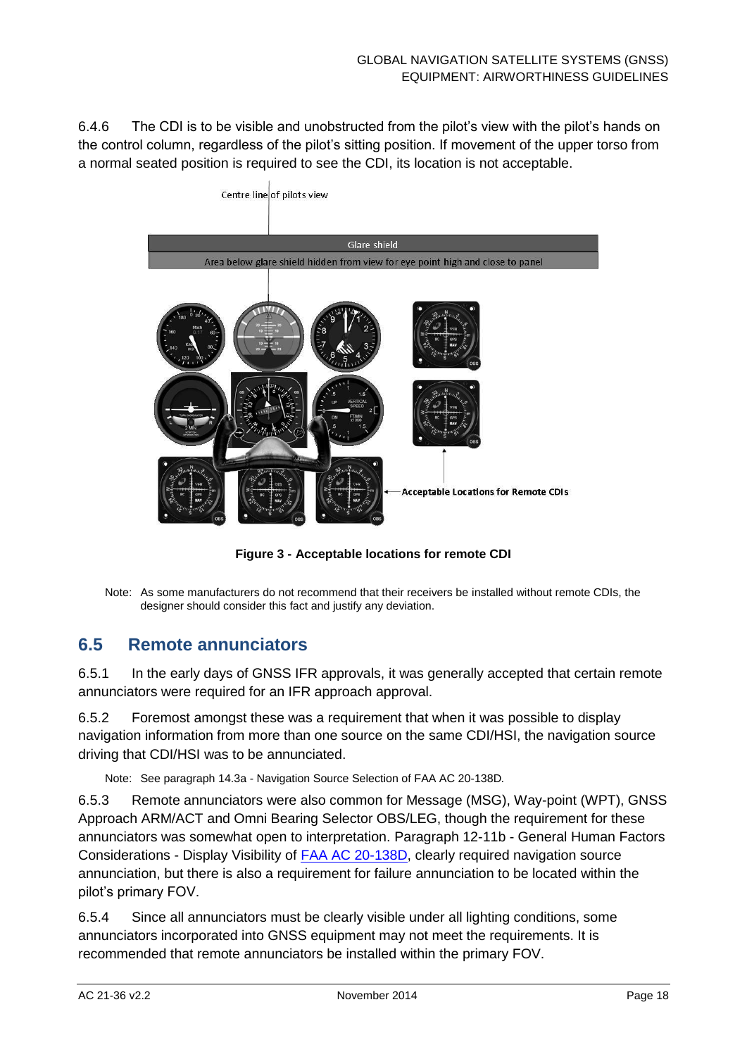6.4.6 The CDI is to be visible and unobstructed from the pilot's view with the pilot's hands on the control column, regardless of the pilot's sitting position. If movement of the upper torso from a normal seated position is required to see the CDI, its location is not acceptable.

**Figure 3 - Acceptable locations for remote CDI**

Note: As some manufacturers do not recommend that their receivers be installed without remote CDIs, the designer should consider this fact and justify any deviation.

## 6.5 Remote annunciators

6.5.1 In the early days of GNSS IFR approvals, it was generally accepted that certain remote annunciators were required for an IFR approach approval.

6.5.2 Foremost amongst these was a requirement that when it was possible to display navigation information from more than one source on the same CDI/HSI, the navigation source driving that CDI/HSI was to be annunciated.

Note: See paragraph 14.3a - Navigation Source Selection of FAA AC 20-138D.

6.5.3 Remote annunciators were also common for Message (MSG), Way-point (WPT), GNSS Approach ARM/ACT and Omni Bearing Selector OBS/LEG, though the requirement for these annunciators was somewhat open to interpretation. Paragraph 12-11b - General Human Factors Considerations - Display Visibility of FAA AC 20-138D, clearly required navigation source annunciation, but there is also a requirement for failure annunciation to be located within the pilot's primary FOV.

6.5.4 Since all annunciators must be clearly visible under all lighting conditions, some annunciators incorporated into GNSS equipment may not meet the requirements. It is recommended that remote annunciators be installed within the primary FOV.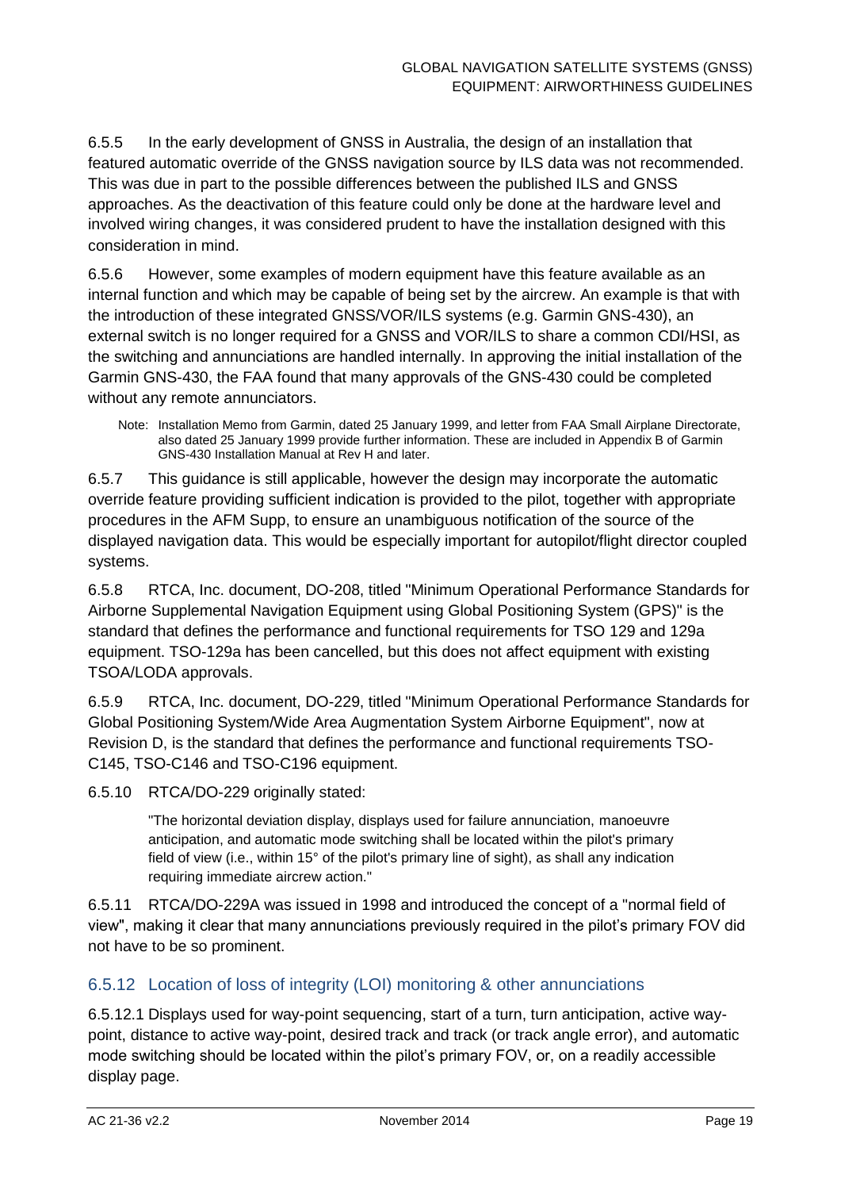6.5.5 In the early development of GNSS in Australia, the design of an installation that featured automatic override of the GNSS navigation source by ILS data was not recommended. This was due in part to the possible differences between the published ILS and GNSS approaches. As the deactivation of this feature could only be done at the hardware level and involved wiring changes, it was considered prudent to have the installation designed with this consideration in mind.

6.5.6 However, some examples of modern equipment have this feature available as an internal function and which may be capable of being set by the aircrew. An example is that with the introduction of these integrated GNSS/VOR/ILS systems (e.g. Garmin GNS-430), an external switch is no longer required for a GNSS and VOR/ILS to share a common CDI/HSI, as the switching and annunciations are handled internally. In approving the initial installation of the Garmin GNS-430, the FAA found that many approvals of the GNS-430 could be completed without any remote annunciators.

> Note: Installation Memo from Garmin, dated 25 January 1999, and letter from FAA Small Airplane Directorate, also dated 25 January 1999 provide further information. These are included in Appendix B of Garmin GNS-430 Installation Manual at Rev H and later.

6.5.7 This guidance is still applicable, however the design may incorporate the automatic override feature providing sufficient indication is provided to the pilot, together with appropriate procedures in the AFM Supp, to ensure an unambiguous notification of the source of the displayed navigation data. This would be especially important for autopilot/flight director coupled systems.

6.5.8 RTCA, Inc. document, DO-208, titled "Minimum Operational Performance Standards for Airborne Supplemental Navigation Equipment using Global Positioning System (GPS)" is the standard that defines the performance and functional requirements for TSO 129 and 129a equipment. TSO-129a has been cancelled, but this does not affect equipment with existing TSOA/LODA approvals.

6.5.9 RTCA, Inc. document, DO-229, titled "Minimum Operational Performance Standards for Global Positioning System/Wide Area Augmentation System Airborne Equipment", now at Revision D, is the standard that defines the performance and functional requirements TSO-C145, TSO-C146 and TSO-C196 equipment.

6.5.10 RTCA/DO-229 originally stated:

> "The horizontal deviation display, displays used for failure annunciation, manoeuvre anticipation, and automatic mode switching shall be located within the pilot's primary field of view (i.e., within 15° of the pilot's primary line of sight), as shall any indication requiring immediate aircrew action."

6.5.11 RTCA/DO-229A was issued in 1998 and introduced the concept of a "normal field of view", making it clear that many annunciations previously required in the pilot's primary FOV did not have to be so prominent.

### 6.5.12 Location of loss of integrity (LOI) monitoring & other annunciations

6.5.12.1 Displays used for way-point sequencing, start of a turn, turn anticipation, active way-point, distance to active way-point, desired track and track (or track angle error), and automatic mode switching should be located within the pilot's primary FOV, or, on a readily accessible display page.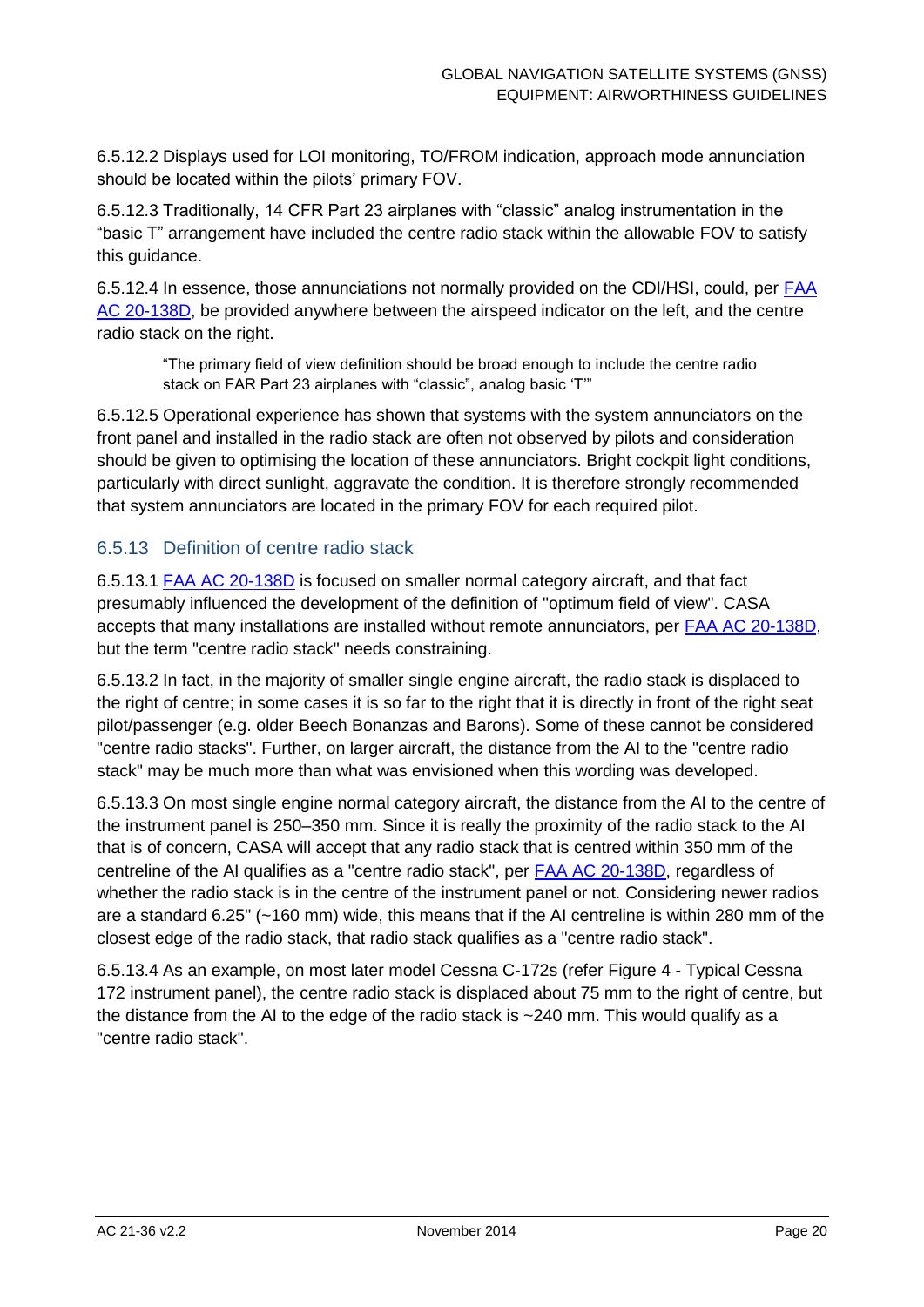6.5.12.2 Displays used for LOI monitoring, TO/FROM indication, approach mode annunciation should be located within the pilots' primary FOV.

6.5.12.3 Traditionally, 14 CFR Part 23 airplanes with "classic" analog instrumentation in the "basic T" arrangement have included the centre radio stack within the allowable FOV to satisfy this guidance.

6.5.12.4 In essence, those annunciations not normally provided on the CDI/HSI, could, per FAA AC 20-138D, be provided anywhere between the airspeed indicator on the left, and the centre radio stack on the right.

> "The primary field of view definition should be broad enough to include the centre radio stack on FAR Part 23 airplanes with "classic", analog basic 'T'"

6.5.12.5 Operational experience has shown that systems with the system annunciators on the front panel and installed in the radio stack are often not observed by pilots and consideration should be given to optimising the location of these annunciators. Bright cockpit light conditions, particularly with direct sunlight, aggravate the condition. It is therefore strongly recommended that system annunciators are located in the primary FOV for each required pilot.

### 6.5.13 Definition of centre radio stack

6.5.13.1 FAA AC 20-138D is focused on smaller normal category aircraft, and that fact presumably influenced the development of the definition of "optimum field of view". CASA accepts that many installations are installed without remote annunciators, per FAA AC 20-138D, but the term "centre radio stack" needs constraining.

6.5.13.2 In fact, in the majority of smaller single engine aircraft, the radio stack is displaced to the right of centre; in some cases it is so far to the right that it is directly in front of the right seat pilot/passenger (e.g. older Beech Bonanzas and Barons). Some of these cannot be considered "centre radio stacks". Further, on larger aircraft, the distance from the AI to the "centre radio stack" may be much more than what was envisioned when this wording was developed.

6.5.13.3 On most single engine normal category aircraft, the distance from the AI to the centre of the instrument panel is 250–350 mm. Since it is really the proximity of the radio stack to the AI that is of concern, CASA will accept that any radio stack that is centred within 350 mm of the centreline of the AI qualifies as a "centre radio stack", per FAA AC 20-138D, regardless of whether the radio stack is in the centre of the instrument panel or not. Considering newer radios are a standard 6.25" (~160 mm) wide, this means that if the AI centreline is within 280 mm of the closest edge of the radio stack, that radio stack qualifies as a "centre radio stack".

6.5.13.4 As an example, on most later model Cessna C-172s (refer Figure 4 - Typical Cessna 172 instrument panel), the centre radio stack is displaced about 75 mm to the right of centre, but the distance from the AI to the edge of the radio stack is ~240 mm. This would qualify as a "centre radio stack".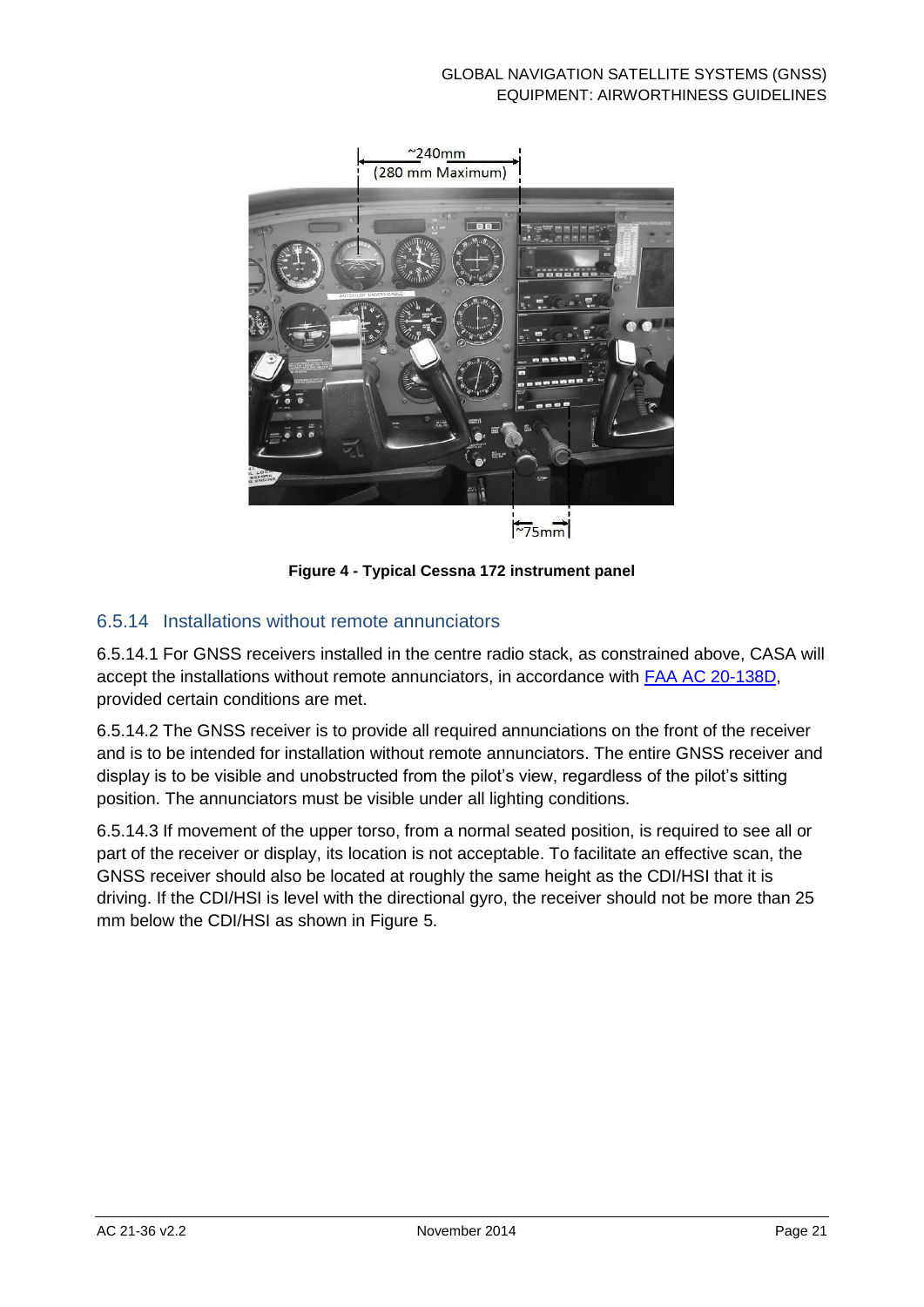Figure 4 - Typical Cessna 172 instrument panel

### 6.5.14 Installations without remote annunciators

6.5.14.1 For GNSS receivers installed in the centre radio stack, as constrained above, CASA will accept the installations without remote annunciators, in accordance with [FAA AC 20-138D](FAA AC 20-138D), provided certain conditions are met.

6.5.14.2 The GNSS receiver is to provide all required annunciations on the front of the receiver and is to be intended for installation without remote annunciators. The entire GNSS receiver and display is to be visible and unobstructed from the pilot's view, regardless of the pilot's sitting position. The annunciators must be visible under all lighting conditions.

6.5.14.3 If movement of the upper torso, from a normal seated position, is required to see all or part of the receiver or display, its location is not acceptable. To facilitate an effective scan, the GNSS receiver should also be located at roughly the same height as the CDI/HSI that it is driving. If the CDI/HSI is level with the directional gyro, the receiver should not be more than 25 mm below the CDI/HSI as shown in Figure 5.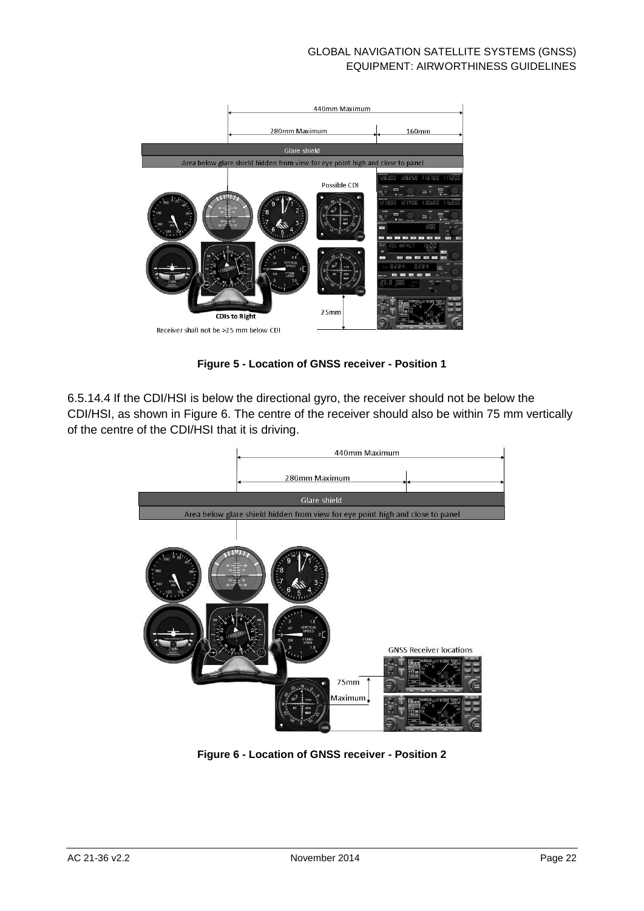Figure 5 - Location of GNSS receiver - Position 1

6.5.14.4 If the CDI/HSI is below the directional gyro, the receiver should not be below the CDI/HSI, as shown in Figure 6. The centre of the receiver should also be within 75 mm vertically of the centre of the CDI/HSI that it is driving.

Figure 6 - Location of GNSS receiver - Position 2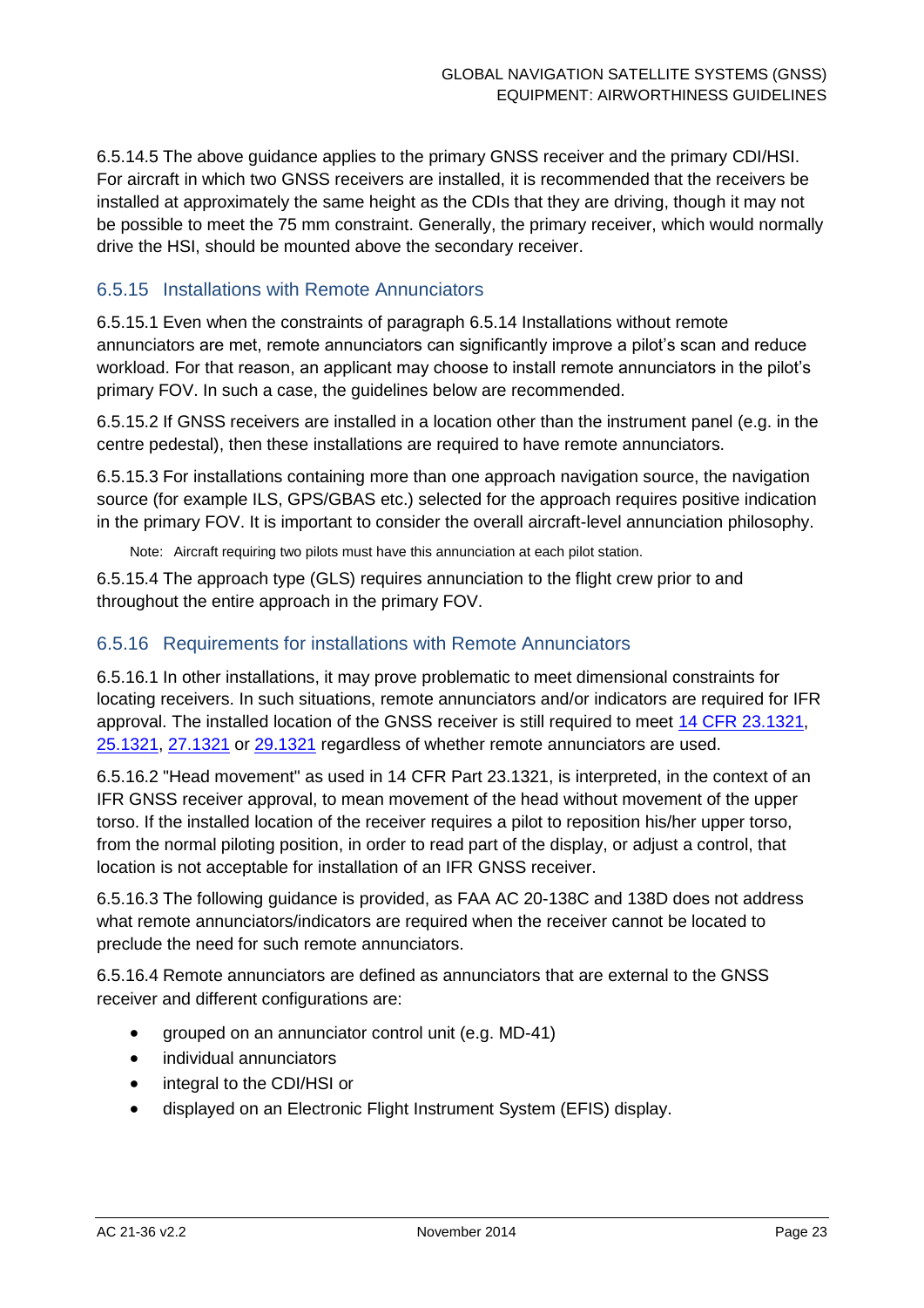6.5.14.5 The above guidance applies to the primary GNSS receiver and the primary CDI/HSI. For aircraft in which two GNSS receivers are installed, it is recommended that the receivers be installed at approximately the same height as the CDIs that they are driving, though it may not be possible to meet the 75 mm constraint. Generally, the primary receiver, which would normally drive the HSI, should be mounted above the secondary receiver.

### 6.5.15 Installations with Remote Annunciators

6.5.15.1 Even when the constraints of paragraph 6.5.14 Installations without remote annunciators are met, remote annunciators can significantly improve a pilot's scan and reduce workload. For that reason, an applicant may choose to install remote annunciators in the pilot's primary FOV. In such a case, the guidelines below are recommended.

6.5.15.2 If GNSS receivers are installed in a location other than the instrument panel (e.g. in the centre pedestal), then these installations are required to have remote annunciators.

6.5.15.3 For installations containing more than one approach navigation source, the navigation source (for example ILS, GPS/GBAS etc.) selected for the approach requires positive indication in the primary FOV. It is important to consider the overall aircraft-level annunciation philosophy.

Note: Aircraft requiring two pilots must have this annunciation at each pilot station.

6.5.15.4 The approach type (GLS) requires annunciation to the flight crew prior to and throughout the entire approach in the primary FOV.

### 6.5.16 Requirements for installations with Remote Annunciators

6.5.16.1 In other installations, it may prove problematic to meet dimensional constraints for locating receivers. In such situations, remote annunciators and/or indicators are required for IFR approval. The installed location of the GNSS receiver is still required to meet 14 CFR 23.1321, 25.1321, 27.1321 or 29.1321 regardless of whether remote annunciators are used.

6.5.16.2 "Head movement" as used in 14 CFR Part 23.1321, is interpreted, in the context of an IFR GNSS receiver approval, to mean movement of the head without movement of the upper torso. If the installed location of the receiver requires a pilot to reposition his/her upper torso, from the normal piloting position, in order to read part of the display, or adjust a control, that location is not acceptable for installation of an IFR GNSS receiver.

6.5.16.3 The following guidance is provided, as FAA AC 20-138C and 138D does not address what remote annunciators/indicators are required when the receiver cannot be located to preclude the need for such remote annunciators.

6.5.16.4 Remote annunciators are defined as annunciators that are external to the GNSS receiver and different configurations are:

- grouped on an annunciator control unit (e.g. MD-41)
- individual annunciators
- integral to the CDI/HSI or
- displayed on an Electronic Flight Instrument System (EFIS) display.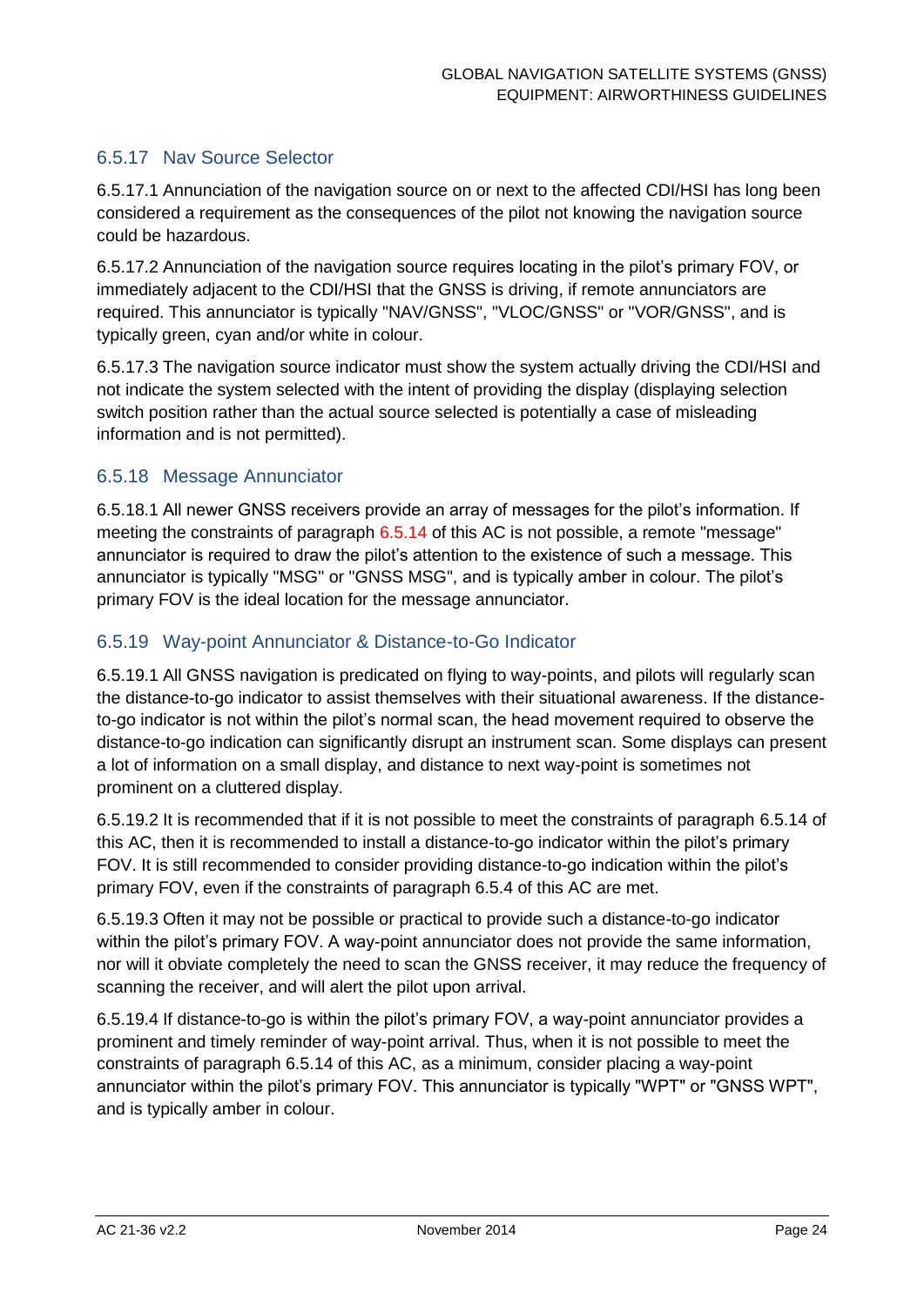### 6.5.17 Nav Source Selector

6.5.17.1 Annunciation of the navigation source on or next to the affected CDI/HSI has long been considered a requirement as the consequences of the pilot not knowing the navigation source could be hazardous.

6.5.17.2 Annunciation of the navigation source requires locating in the pilot's primary FOV, or immediately adjacent to the CDI/HSI that the GNSS is driving, if remote annunciators are required. This annunciator is typically "NAV/GNSS", "VLOC/GNSS" or "VOR/GNSS", and is typically green, cyan and/or white in colour.

6.5.17.3 The navigation source indicator must show the system actually driving the CDI/HSI and not indicate the system selected with the intent of providing the display (displaying selection switch position rather than the actual source selected is potentially a case of misleading information and is not permitted).

### 6.5.18 Message Annunciator

6.5.18.1 All newer GNSS receivers provide an array of messages for the pilot's information. If meeting the constraints of paragraph 6.5.14 of this AC is not possible, a remote "message" annunciator is required to draw the pilot's attention to the existence of such a message. This annunciator is typically "MSG" or "GNSS MSG", and is typically amber in colour. The pilot's primary FOV is the ideal location for the message annunciator.

### 6.5.19 Way-point Annunciator & Distance-to-Go Indicator

6.5.19.1 All GNSS navigation is predicated on flying to way-points, and pilots will regularly scan the distance-to-go indicator to assist themselves with their situational awareness. If the distance-to-go indicator is not within the pilot's normal scan, the head movement required to observe the distance-to-go indication can significantly disrupt an instrument scan. Some displays can present a lot of information on a small display, and distance to next way-point is sometimes not prominent on a cluttered display.

6.5.19.2 It is recommended that if it is not possible to meet the constraints of paragraph 6.5.14 of this AC, then it is recommended to install a distance-to-go indicator within the pilot's primary FOV. It is still recommended to consider providing distance-to-go indication within the pilot's primary FOV, even if the constraints of paragraph 6.5.4 of this AC are met.

6.5.19.3 Often it may not be possible or practical to provide such a distance-to-go indicator within the pilot's primary FOV. A way-point annunciator does not provide the same information, nor will it obviate completely the need to scan the GNSS receiver, it may reduce the frequency of scanning the receiver, and will alert the pilot upon arrival.

6.5.19.4 If distance-to-go is within the pilot's primary FOV, a way-point annunciator provides a prominent and timely reminder of way-point arrival. Thus, when it is not possible to meet the constraints of paragraph 6.5.14 of this AC, as a minimum, consider placing a way-point annunciator within the pilot's primary FOV. This annunciator is typically "WPT" or "GNSS WPT", and is typically amber in colour.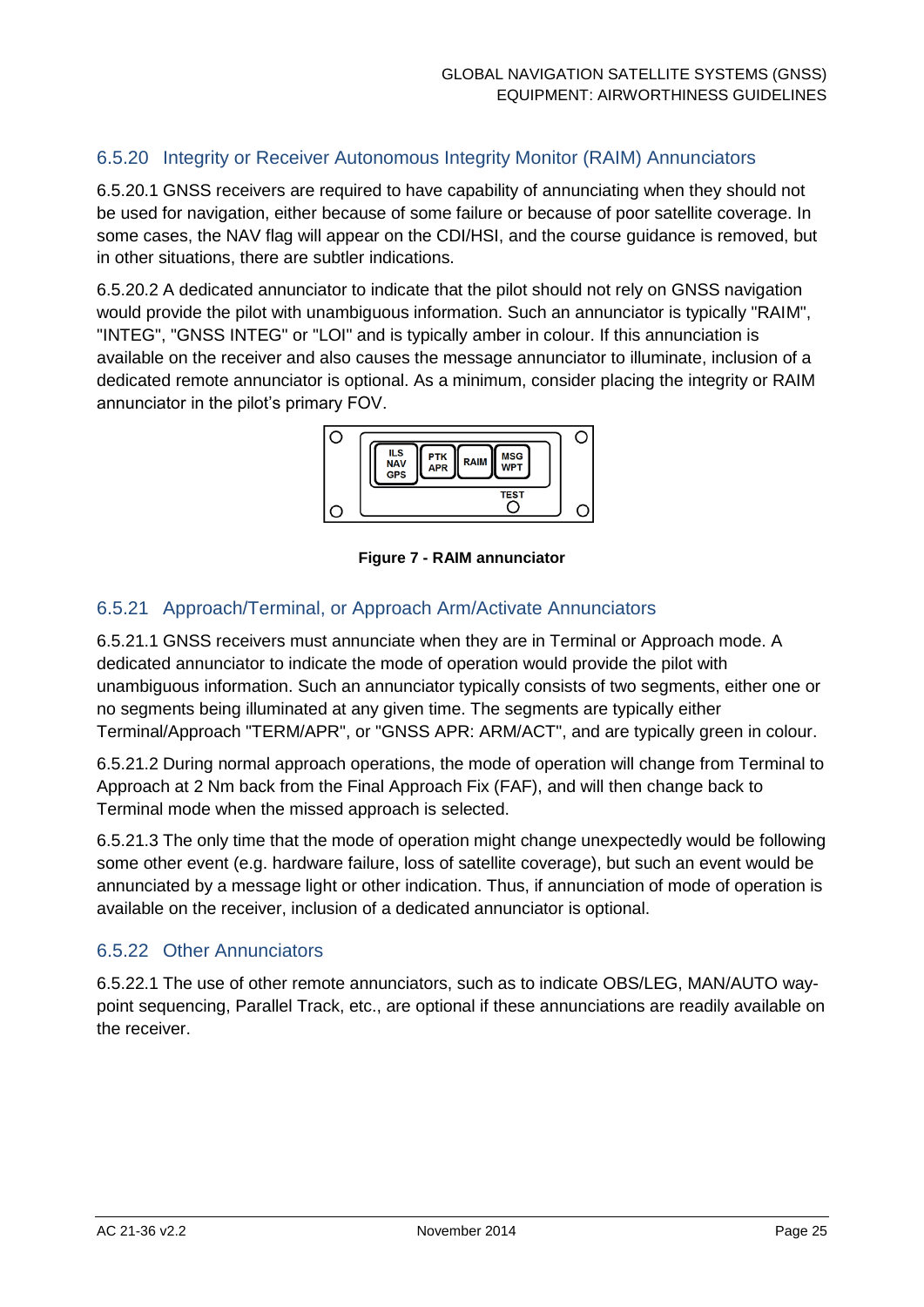## 6.5.20 Integrity or Receiver Autonomous Integrity Monitor (RAIM) Annunciators

6.5.20.1 GNSS receivers are required to have capability of annunciating when they should not be used for navigation, either because of some failure or because of poor satellite coverage. In some cases, the NAV flag will appear on the CDI/HSI, and the course guidance is removed, but in other situations, there are subtler indications.

6.5.20.2 A dedicated annunciator to indicate that the pilot should not rely on GNSS navigation would provide the pilot with unambiguous information. Such an annunciator is typically "RAIM", "INTEG", "GNSS INTEG" or "LOI" and is typically amber in colour. If this annunciation is available on the receiver and also causes the message annunciator to illuminate, inclusion of a dedicated remote annunciator is optional. As a minimum, consider placing the integrity or RAIM annunciator in the pilot's primary FOV.

**Figure 7 - RAIM annunciator**

## 6.5.21 Approach/Terminal, or Approach Arm/Activate Annunciators

6.5.21.1 GNSS receivers must annunciate when they are in Terminal or Approach mode. A dedicated annunciator to indicate the mode of operation would provide the pilot with unambiguous information. Such an annunciator typically consists of two segments, either one or no segments being illuminated at any given time. The segments are typically either Terminal/Approach "TERM/APR", or "GNSS APR: ARM/ACT", and are typically green in colour.

6.5.21.2 During normal approach operations, the mode of operation will change from Terminal to Approach at 2 Nm back from the Final Approach Fix (FAF), and will then change back to Terminal mode when the missed approach is selected.

6.5.21.3 The only time that the mode of operation might change unexpectedly would be following some other event (e.g. hardware failure, loss of satellite coverage), but such an event would be annunciated by a message light or other indication. Thus, if annunciation of mode of operation is available on the receiver, inclusion of a dedicated annunciator is optional.

## 6.5.22 Other Annunciators

6.5.22.1 The use of other remote annunciators, such as to indicate OBS/LEG, MAN/AUTO way-point sequencing, Parallel Track, etc., are optional if these annunciations are readily available on the receiver.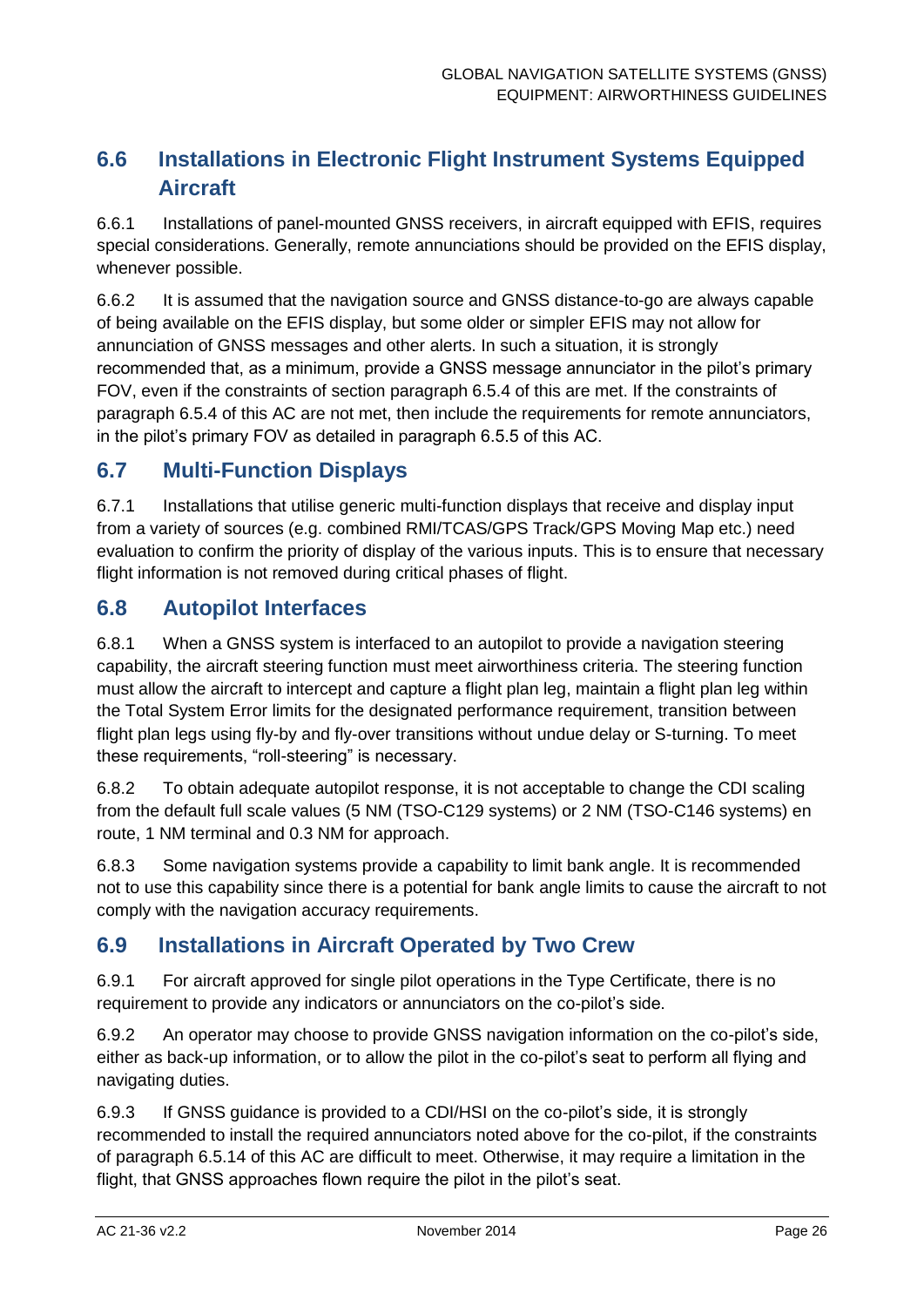## 6.6 Installations in Electronic Flight Instrument Systems Equipped Aircraft

6.6.1 Installations of panel-mounted GNSS receivers, in aircraft equipped with EFIS, requires special considerations. Generally, remote annunciations should be provided on the EFIS display, whenever possible.

6.6.2 It is assumed that the navigation source and GNSS distance-to-go are always capable of being available on the EFIS display, but some older or simpler EFIS may not allow for annunciation of GNSS messages and other alerts. In such a situation, it is strongly recommended that, as a minimum, provide a GNSS message annunciator in the pilot's primary FOV, even if the constraints of section paragraph 6.5.4 of this are met. If the constraints of paragraph 6.5.4 of this AC are not met, then include the requirements for remote annunciators, in the pilot's primary FOV as detailed in paragraph 6.5.5 of this AC.

## 6.7 Multi-Function Displays

6.7.1 Installations that utilise generic multi-function displays that receive and display input from a variety of sources (e.g. combined RMI/TCAS/GPS Track/GPS Moving Map etc.) need evaluation to confirm the priority of display of the various inputs. This is to ensure that necessary flight information is not removed during critical phases of flight.

## 6.8 Autopilot Interfaces

6.8.1 When a GNSS system is interfaced to an autopilot to provide a navigation steering capability, the aircraft steering function must meet airworthiness criteria. The steering function must allow the aircraft to intercept and capture a flight plan leg, maintain a flight plan leg within the Total System Error limits for the designated performance requirement, transition between flight plan legs using fly-by and fly-over transitions without undue delay or S-turning. To meet these requirements, "roll-steering" is necessary.

6.8.2 To obtain adequate autopilot response, it is not acceptable to change the CDI scaling from the default full scale values (5 NM (TSO-C129 systems) or 2 NM (TSO-C146 systems) en route, 1 NM terminal and 0.3 NM for approach.

6.8.3 Some navigation systems provide a capability to limit bank angle. It is recommended not to use this capability since there is a potential for bank angle limits to cause the aircraft to not comply with the navigation accuracy requirements.

## 6.9 Installations in Aircraft Operated by Two Crew

6.9.1 For aircraft approved for single pilot operations in the Type Certificate, there is no requirement to provide any indicators or annunciators on the co-pilot's side.

6.9.2 An operator may choose to provide GNSS navigation information on the co-pilot's side, either as back-up information, or to allow the pilot in the co-pilot's seat to perform all flying and navigating duties.

6.9.3 If GNSS guidance is provided to a CDI/HSI on the co-pilot's side, it is strongly recommended to install the required annunciators noted above for the co-pilot, if the constraints of paragraph 6.5.14 of this AC are difficult to meet. Otherwise, it may require a limitation in the flight, that GNSS approaches flown require the pilot in the pilot's seat.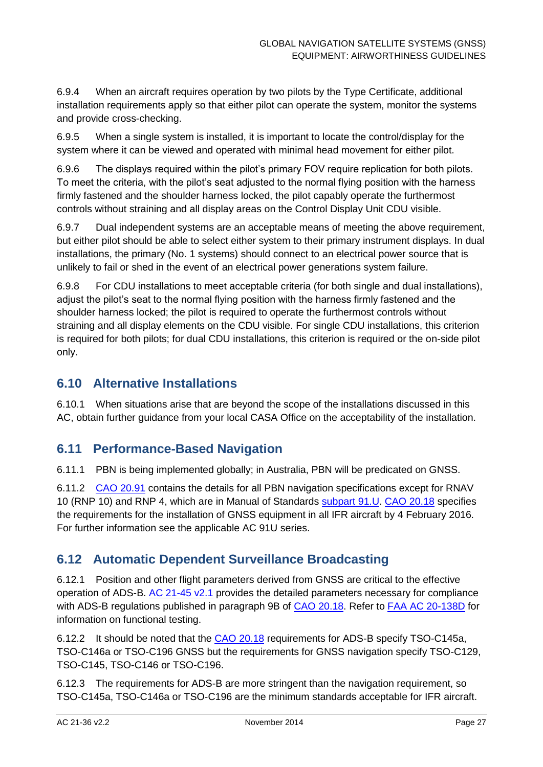6.9.4 When an aircraft requires operation by two pilots by the Type Certificate, additional installation requirements apply so that either pilot can operate the system, monitor the systems and provide cross-checking.

6.9.5 When a single system is installed, it is important to locate the control/display for the system where it can be viewed and operated with minimal head movement for either pilot.

6.9.6 The displays required within the pilot's primary FOV require replication for both pilots. To meet the criteria, with the pilot's seat adjusted to the normal flying position with the harness firmly fastened and the shoulder harness locked, the pilot capably operate the furthermost controls without straining and all display areas on the Control Display Unit CDU visible.

6.9.7 Dual independent systems are an acceptable means of meeting the above requirement, but either pilot should be able to select either system to their primary instrument displays. In dual installations, the primary (No. 1 systems) should connect to an electrical power source that is unlikely to fail or shed in the event of an electrical power generations system failure.

6.9.8 For CDU installations to meet acceptable criteria (for both single and dual installations), adjust the pilot's seat to the normal flying position with the harness firmly fastened and the shoulder harness locked; the pilot is required to operate the furthermost controls without straining and all display elements on the CDU visible. For single CDU installations, this criterion is required for both pilots; for dual CDU installations, this criterion is required or the on-side pilot only.

## 6.10 Alternative Installations

6.10.1 When situations arise that are beyond the scope of the installations discussed in this AC, obtain further guidance from your local CASA Office on the acceptability of the installation.

## 6.11 Performance-Based Navigation

6.11.1 PBN is being implemented globally; in Australia, PBN will be predicated on GNSS.

6.11.2 CAO 20.91 contains the details for all PBN navigation specifications except for RNAV 10 (RNP 10) and RNP 4, which are in Manual of Standards subpart 91.U. CAO 20.18 specifies the requirements for the installation of GNSS equipment in all IFR aircraft by 4 February 2016. For further information see the applicable AC 91U series.

## 6.12 Automatic Dependent Surveillance Broadcasting

6.12.1 Position and other flight parameters derived from GNSS are critical to the effective operation of ADS-B. AC 21-45 v2.1 provides the detailed parameters necessary for compliance with ADS-B regulations published in paragraph 9B of CAO 20.18. Refer to FAA AC 20-138D for information on functional testing.

6.12.2 It should be noted that the CAO 20.18 requirements for ADS-B specify TSO-C145a, TSO-C146a or TSO-C196 GNSS but the requirements for GNSS navigation specify TSO-C129, TSO-C145, TSO-C146 or TSO-C196.

6.12.3 The requirements for ADS-B are more stringent than the navigation requirement, so TSO-C145a, TSO-C146a or TSO-C196 are the minimum standards acceptable for IFR aircraft.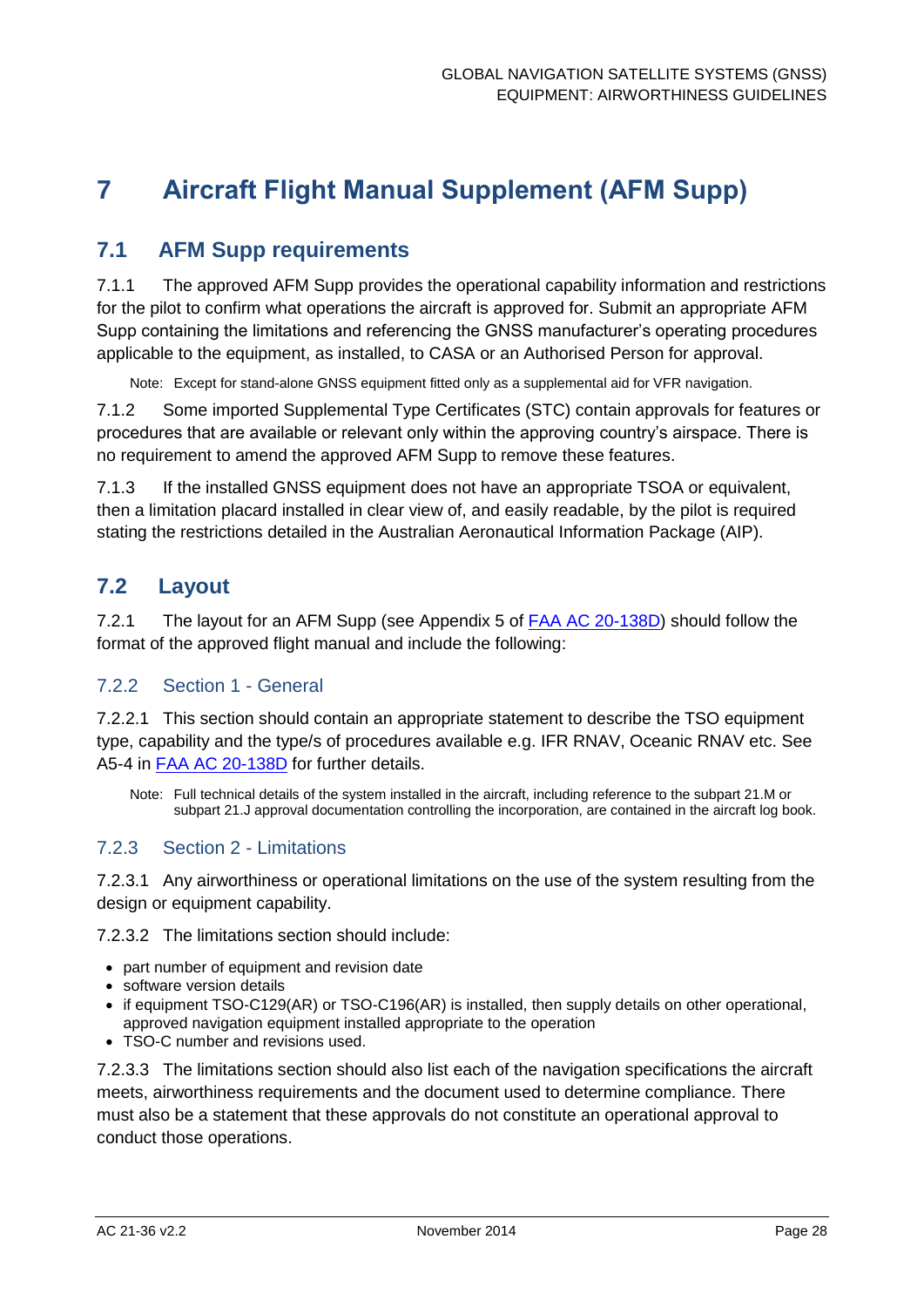# 7 Aircraft Flight Manual Supplement (AFM Supp)

## 7.1 AFM Supp requirements

7.1.1 The approved AFM Supp provides the operational capability information and restrictions for the pilot to confirm what operations the aircraft is approved for. Submit an appropriate AFM Supp containing the limitations and referencing the GNSS manufacturer's operating procedures applicable to the equipment, as installed, to CASA or an Authorised Person for approval.

Note: Except for stand-alone GNSS equipment fitted only as a supplemental aid for VFR navigation.

7.1.2 Some imported Supplemental Type Certificates (STC) contain approvals for features or procedures that are available or relevant only within the approving country's airspace. There is no requirement to amend the approved AFM Supp to remove these features.

7.1.3 If the installed GNSS equipment does not have an appropriate TSOA or equivalent, then a limitation placard installed in clear view of, and easily readable, by the pilot is required stating the restrictions detailed in the Australian Aeronautical Information Package (AIP).

## 7.2 Layout

7.2.1 The layout for an AFM Supp (see Appendix 5 of FAA AC 20-138D) should follow the format of the approved flight manual and include the following:

### 7.2.2 Section 1 - General

7.2.2.1 This section should contain an appropriate statement to describe the TSO equipment type, capability and the type/s of procedures available e.g. IFR RNAV, Oceanic RNAV etc. See A5-4 in FAA AC 20-138D for further details.

Note: Full technical details of the system installed in the aircraft, including reference to the subpart 21.M or subpart 21.J approval documentation controlling the incorporation, are contained in the aircraft log book.

### 7.2.3 Section 2 - Limitations

7.2.3.1 Any airworthiness or operational limitations on the use of the system resulting from the design or equipment capability.

7.2.3.2 The limitations section should include:

- part number of equipment and revision date
- software version details
- if equipment TSO-C129(AR) or TSO-C196(AR) is installed, then supply details on other operational, approved navigation equipment installed appropriate to the operation
- TSO-C number and revisions used.

7.2.3.3 The limitations section should also list each of the navigation specifications the aircraft meets, airworthiness requirements and the document used to determine compliance. There must also be a statement that these approvals do not constitute an operational approval to conduct those operations.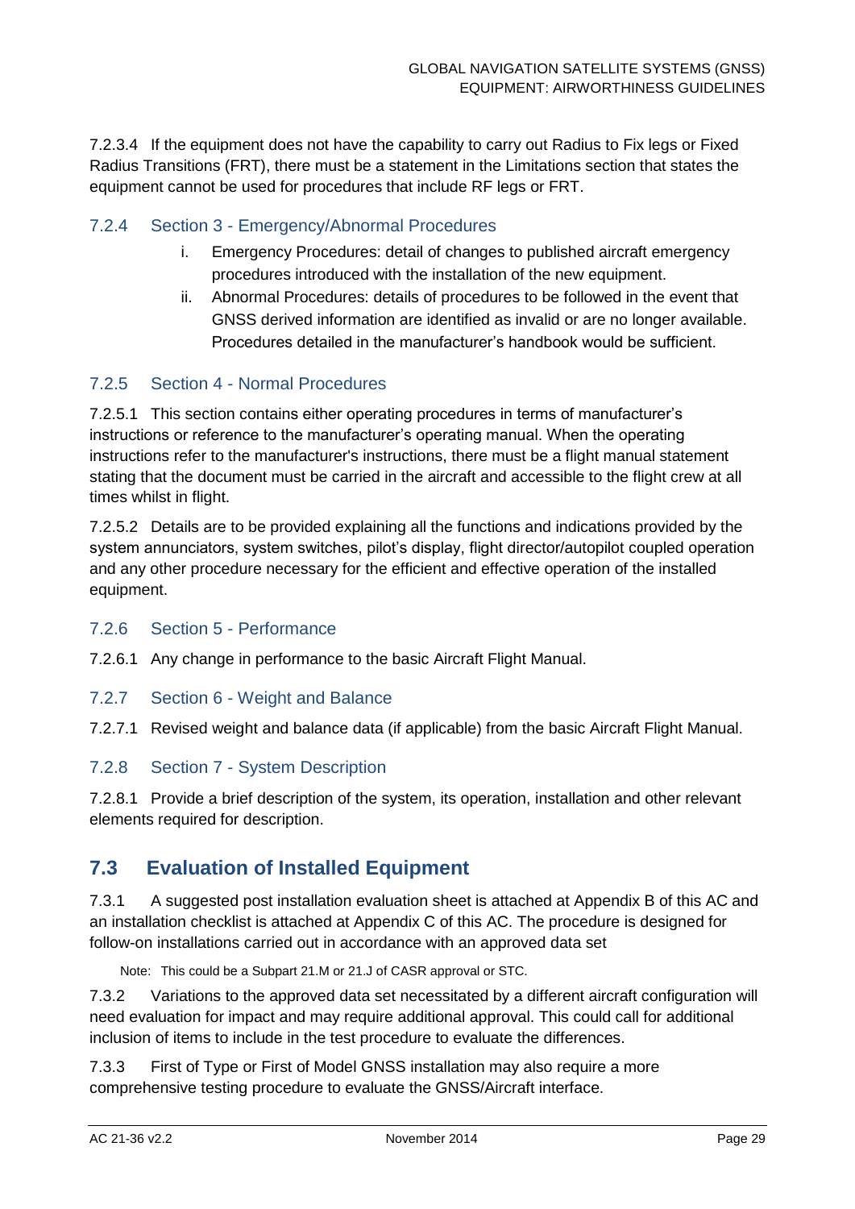7.2.3.4 If the equipment does not have the capability to carry out Radius to Fix legs or Fixed Radius Transitions (FRT), there must be a statement in the Limitations section that states the equipment cannot be used for procedures that include RF legs or FRT.

### 7.2.4 Section 3 - Emergency/Abnormal Procedures

i. Emergency Procedures: detail of changes to published aircraft emergency procedures introduced with the installation of the new equipment.

ii. Abnormal Procedures: details of procedures to be followed in the event that GNSS derived information are identified as invalid or are no longer available. Procedures detailed in the manufacturer's handbook would be sufficient.

### 7.2.5 Section 4 - Normal Procedures

7.2.5.1 This section contains either operating procedures in terms of manufacturer's instructions or reference to the manufacturer's operating manual. When the operating instructions refer to the manufacturer's instructions, there must be a flight manual statement stating that the document must be carried in the aircraft and accessible to the flight crew at all times whilst in flight.

7.2.5.2 Details are to be provided explaining all the functions and indications provided by the system annunciators, system switches, pilot's display, flight director/autopilot coupled operation and any other procedure necessary for the efficient and effective operation of the installed equipment.

### 7.2.6 Section 5 - Performance

7.2.6.1 Any change in performance to the basic Aircraft Flight Manual.

### 7.2.7 Section 6 - Weight and Balance

7.2.7.1 Revised weight and balance data (if applicable) from the basic Aircraft Flight Manual.

### 7.2.8 Section 7 - System Description

7.2.8.1 Provide a brief description of the system, its operation, installation and other relevant elements required for description.

## 7.3 Evaluation of Installed Equipment

7.3.1 A suggested post installation evaluation sheet is attached at Appendix B of this AC and an installation checklist is attached at Appendix C of this AC. The procedure is designed for follow-on installations carried out in accordance with an approved data set

Note: This could be a Subpart 21.M or 21.J of CASR approval or STC.

7.3.2 Variations to the approved data set necessitated by a different aircraft configuration will need evaluation for impact and may require additional approval. This could call for additional inclusion of items to include in the test procedure to evaluate the differences.

7.3.3 First of Type or First of Model GNSS installation may also require a more comprehensive testing procedure to evaluate the GNSS/Aircraft interface.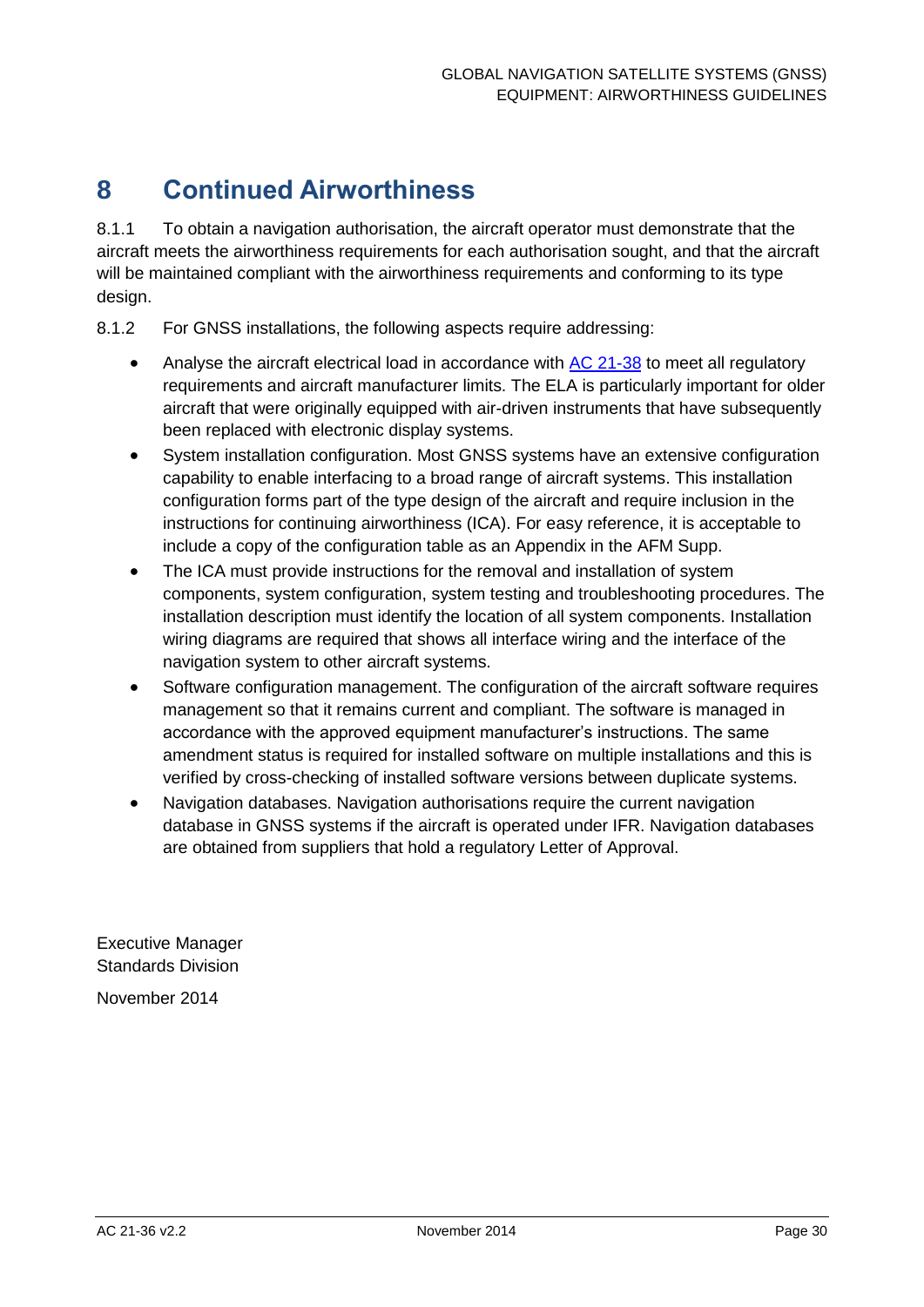# 8 Continued Airworthiness

8.1.1 To obtain a navigation authorisation, the aircraft operator must demonstrate that the aircraft meets the airworthiness requirements for each authorisation sought, and that the aircraft will be maintained compliant with the airworthiness requirements and conforming to its type design.

8.1.2 For GNSS installations, the following aspects require addressing:

- Analyse the aircraft electrical load in accordance with AC 21-38 to meet all regulatory requirements and aircraft manufacturer limits. The ELA is particularly important for older aircraft that were originally equipped with air-driven instruments that have subsequently been replaced with electronic display systems.
- System installation configuration. Most GNSS systems have an extensive configuration capability to enable interfacing to a broad range of aircraft systems. This installation configuration forms part of the type design of the aircraft and require inclusion in the instructions for continuing airworthiness (ICA). For easy reference, it is acceptable to include a copy of the configuration table as an Appendix in the AFM Supp.
- The ICA must provide instructions for the removal and installation of system components, system configuration, system testing and troubleshooting procedures. The installation description must identify the location of all system components. Installation wiring diagrams are required that shows all interface wiring and the interface of the navigation system to other aircraft systems.
- Software configuration management. The configuration of the aircraft software requires management so that it remains current and compliant. The software is managed in accordance with the approved equipment manufacturer's instructions. The same amendment status is required for installed software on multiple installations and this is verified by cross-checking of installed software versions between duplicate systems.
- Navigation databases. Navigation authorisations require the current navigation database in GNSS systems if the aircraft is operated under IFR. Navigation databases are obtained from suppliers that hold a regulatory Letter of Approval.

Executive Manager
Standards Division

November 2014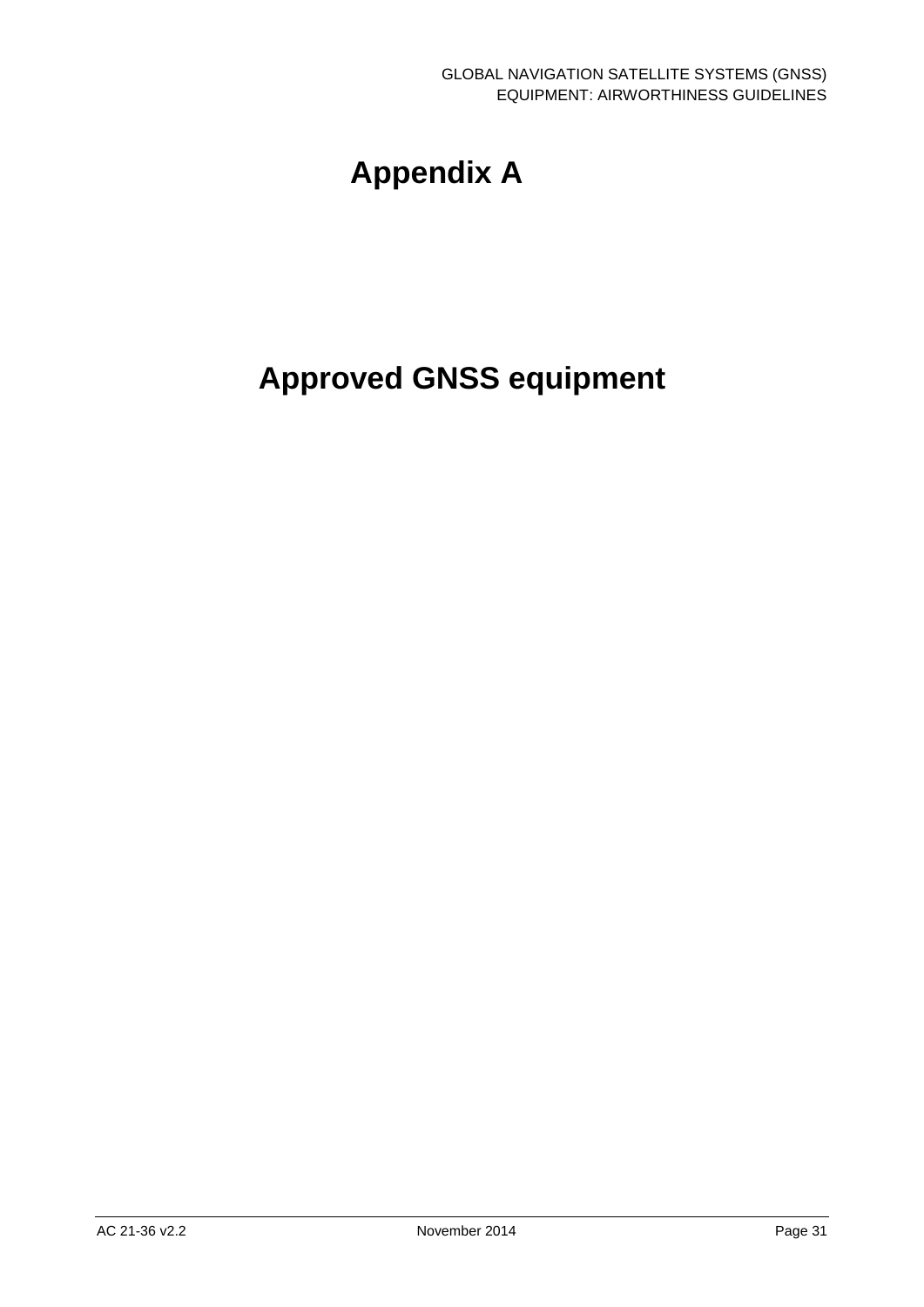# Appendix A

# Approved GNSS equipment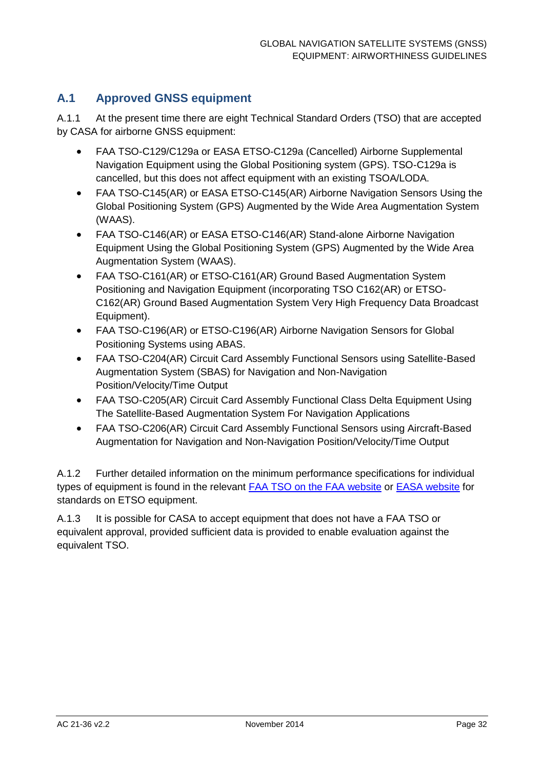## A.1 Approved GNSS equipment

A.1.1 At the present time there are eight Technical Standard Orders (TSO) that are accepted by CASA for airborne GNSS equipment:

- FAA TSO-C129/C129a or EASA ETSO-C129a (Cancelled) Airborne Supplemental Navigation Equipment using the Global Positioning system (GPS). TSO-C129a is cancelled, but this does not affect equipment with an existing TSOA/LODA.
- FAA TSO-C145(AR) or EASA ETSO-C145(AR) Airborne Navigation Sensors Using the Global Positioning System (GPS) Augmented by the Wide Area Augmentation System (WAAS).
- FAA TSO-C146(AR) or EASA ETSO-C146(AR) Stand-alone Airborne Navigation Equipment Using the Global Positioning System (GPS) Augmented by the Wide Area Augmentation System (WAAS).
- FAA TSO-C161(AR) or ETSO-C161(AR) Ground Based Augmentation System Positioning and Navigation Equipment (incorporating TSO C162(AR) or ETSO-C162(AR) Ground Based Augmentation System Very High Frequency Data Broadcast Equipment).
- FAA TSO-C196(AR) or ETSO-C196(AR) Airborne Navigation Sensors for Global Positioning Systems using ABAS.
- FAA TSO-C204(AR) Circuit Card Assembly Functional Sensors using Satellite-Based Augmentation System (SBAS) for Navigation and Non-Navigation Position/Velocity/Time Output
- FAA TSO-C205(AR) Circuit Card Assembly Functional Class Delta Equipment Using The Satellite-Based Augmentation System For Navigation Applications
- FAA TSO-C206(AR) Circuit Card Assembly Functional Sensors using Aircraft-Based Augmentation for Navigation and Non-Navigation Position/Velocity/Time Output

A.1.2 Further detailed information on the minimum performance specifications for individual types of equipment is found in the relevant FAA TSO on the FAA website or EASA website for standards on ETSO equipment.

A.1.3 It is possible for CASA to accept equipment that does not have a FAA TSO or equivalent approval, provided sufficient data is provided to enable evaluation against the equivalent TSO.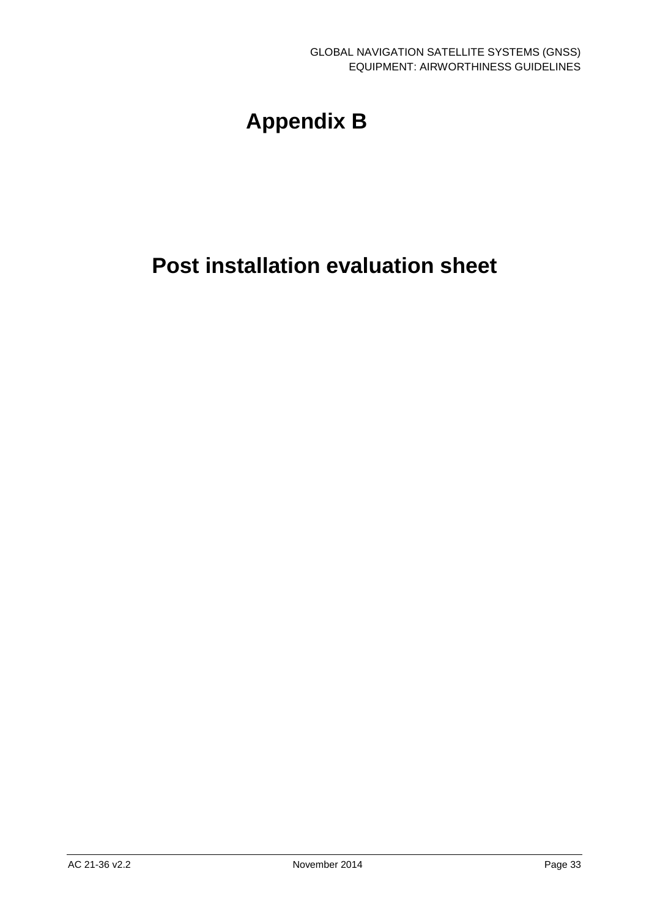# Appendix B

# Post installation evaluation sheet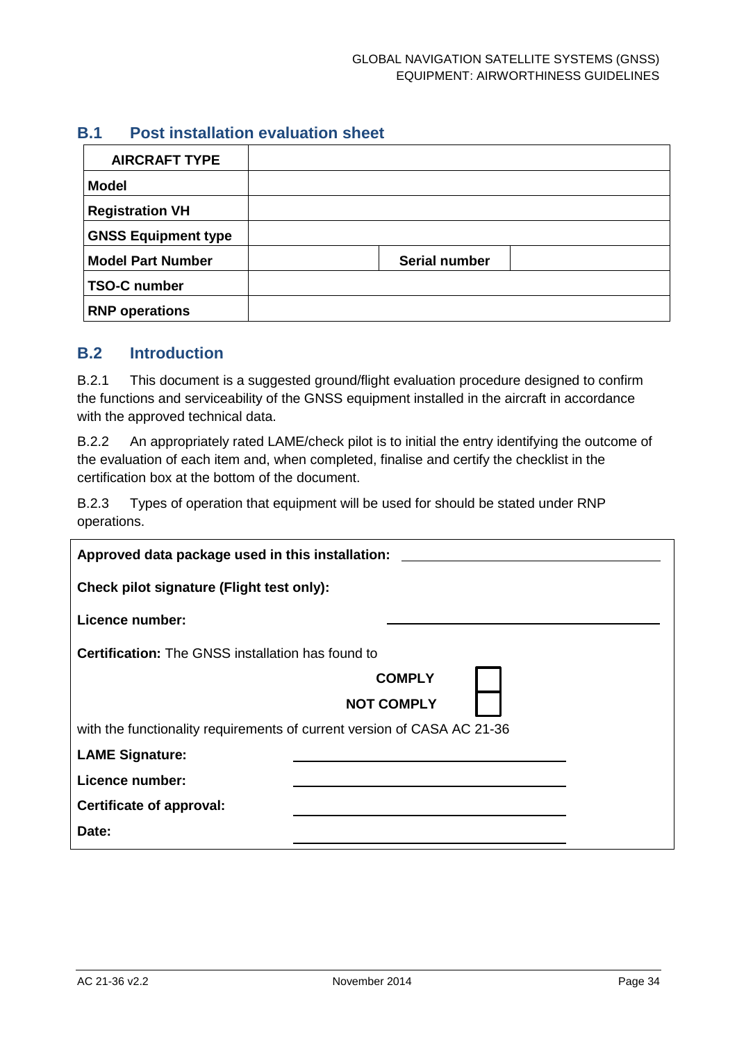## B.1 Post installation evaluation sheet

| AIRCRAFT TYPE | | | |
|---|---|---|---|
| **Model** | | | |
| **Registration VH** | | | |
| **GNSS Equipment type** | | | |
| **Model Part Number** | | **Serial number** | |
| **TSO-C number** | | | |
| **RNP operations** | | | |

## B.2 Introduction

B.2.1 This document is a suggested ground/flight evaluation procedure designed to confirm the functions and serviceability of the GNSS equipment installed in the aircraft in accordance with the approved technical data.

B.2.2 An appropriately rated LAME/check pilot is to initial the entry identifying the outcome of the evaluation of each item and, when completed, finalise and certify the checklist in the certification box at the bottom of the document.

B.2.3 Types of operation that equipment will be used for should be stated under RNP operations.

**Approved data package used in this installation:** ______________________________

**Check pilot signature (Flight test only):**

**Licence number:** ______________________________

**Certification:** The GNSS installation has found to

**COMPLY** ☐

**NOT COMPLY** ☐

with the functionality requirements of current version of CASA AC 21-36

**LAME Signature:** ______________________________

**Licence number:** ______________________________

**Certificate of approval:** ______________________________

**Date:** ______________________________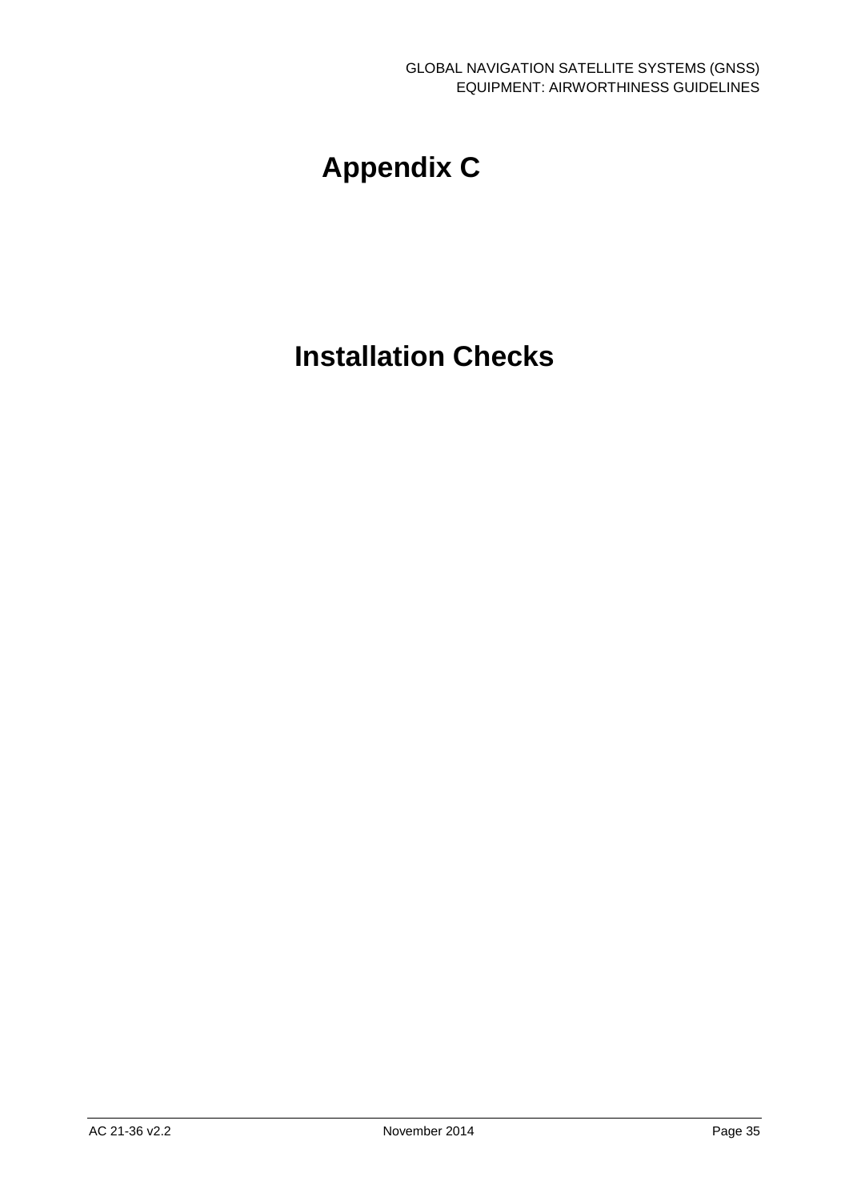# Appendix C

# Installation Checks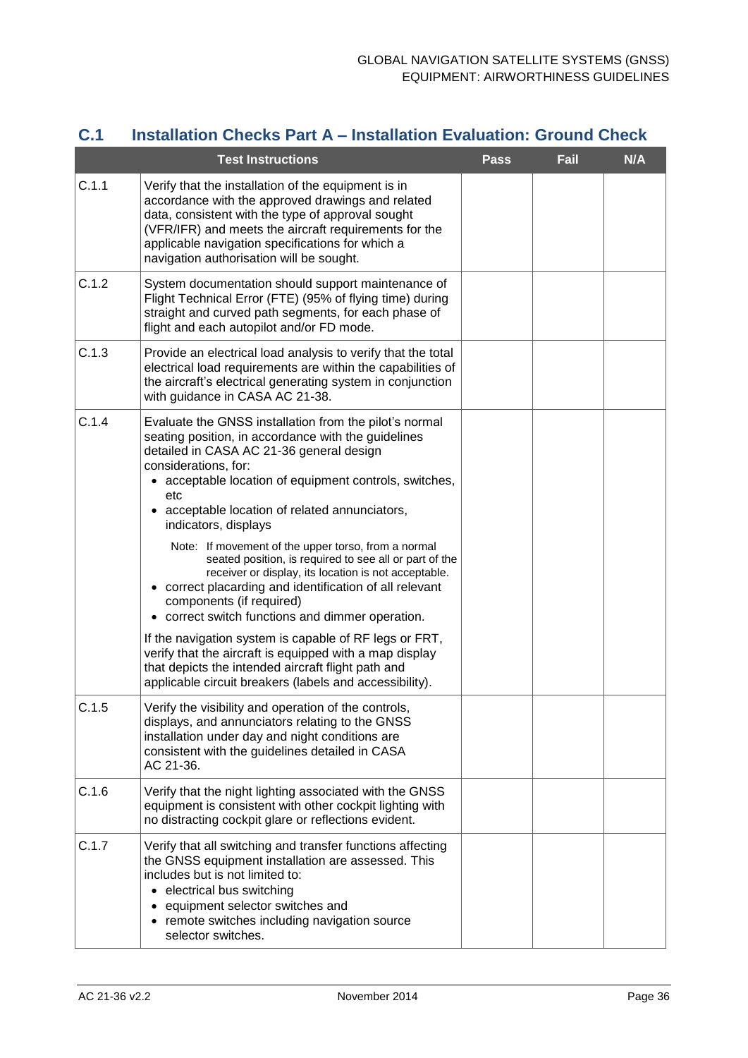## C.1 Installation Checks Part A – Installation Evaluation: Ground Check

| | Test Instructions | Pass | Fail | N/A |
|---|---|---|---|---|
| C.1.1 | Verify that the installation of the equipment is in accordance with the approved drawings and related data, consistent with the type of approval sought (VFR/IFR) and meets the aircraft requirements for the applicable navigation specifications for which a navigation authorisation will be sought. | | | |
| C.1.2 | System documentation should support maintenance of Flight Technical Error (FTE) (95% of flying time) during straight and curved path segments, for each phase of flight and each autopilot and/or FD mode. | | | |
| C.1.3 | Provide an electrical load analysis to verify that the total electrical load requirements are within the capabilities of the aircraft's electrical generating system in conjunction with guidance in CASA AC 21-38. | | | |
| C.1.4 | Evaluate the GNSS installation from the pilot's normal seating position, in accordance with the guidelines detailed in CASA AC 21-36 general design considerations, for:<br>• acceptable location of equipment controls, switches, etc<br>• acceptable location of related annunciators, indicators, displays<br>Note: If movement of the upper torso, from a normal seated position, is required to see all or part of the receiver or display, its location is not acceptable.<br>• correct placarding and identification of all relevant components (if required)<br>• correct switch functions and dimmer operation.<br>If the navigation system is capable of RF legs or FRT, verify that the aircraft is equipped with a map display that depicts the intended aircraft flight path and applicable circuit breakers (labels and accessibility). | | | |
| C.1.5 | Verify the visibility and operation of the controls, displays, and annunciators relating to the GNSS installation under day and night conditions are consistent with the guidelines detailed in CASA AC 21-36. | | | |
| C.1.6 | Verify that the night lighting associated with the GNSS equipment is consistent with other cockpit lighting with no distracting cockpit glare or reflections evident. | | | |
| C.1.7 | Verify that all switching and transfer functions affecting the GNSS equipment installation are assessed. This includes but is not limited to:<br>• electrical bus switching<br>• equipment selector switches and<br>• remote switches including navigation source selector switches. | | | |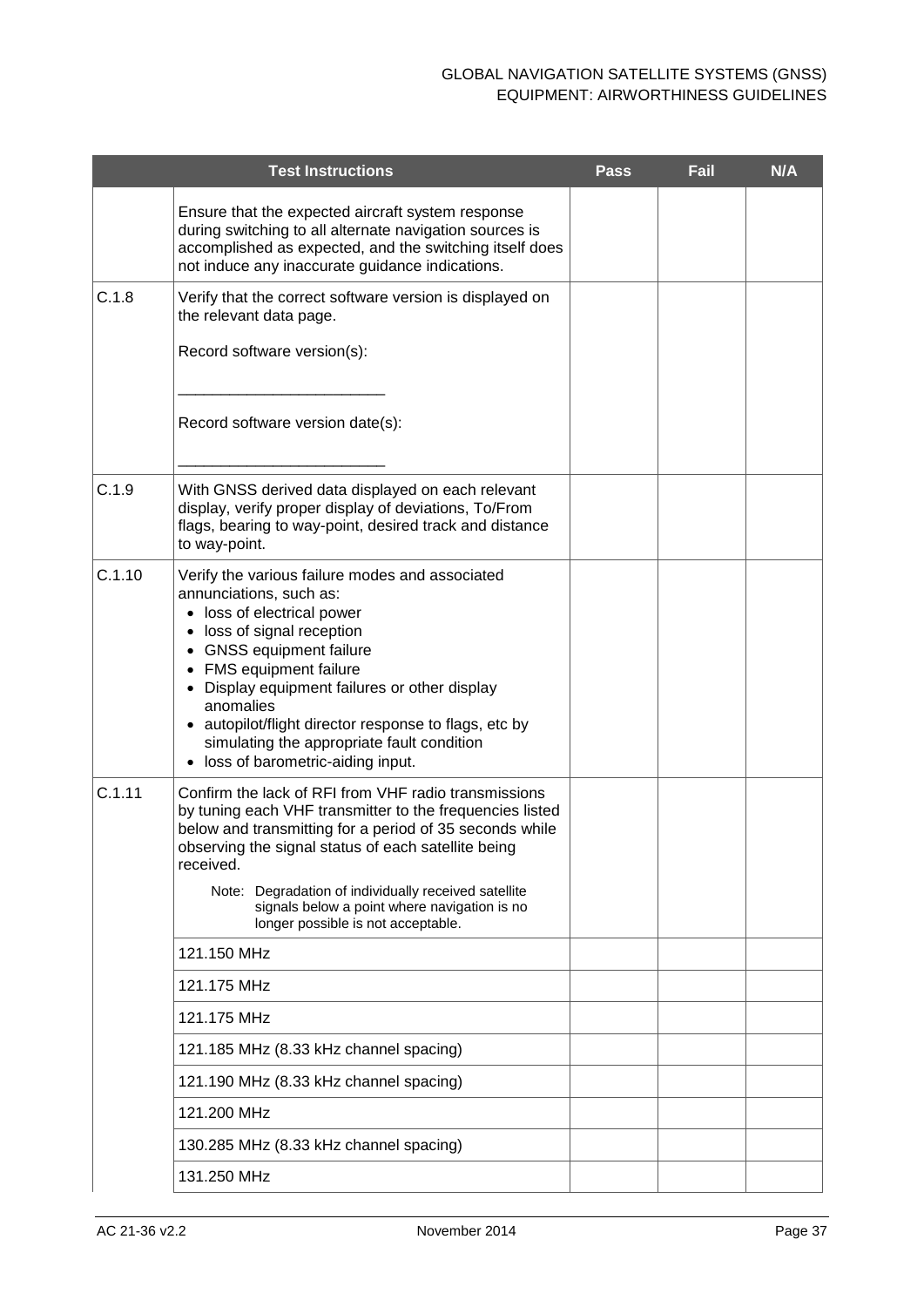|  | Test Instructions | Pass | Fail | N/A |
|---|---|---|---|---|
|  | Ensure that the expected aircraft system response during switching to all alternate navigation sources is accomplished as expected, and the switching itself does not induce any inaccurate guidance indications. |  |  |  |
| C.1.8 | Verify that the correct software version is displayed on the relevant data page.<br><br>Record software version(s):<br><br>________________________<br><br>Record software version date(s):<br><br>________________________ |  |  |  |
| C.1.9 | With GNSS derived data displayed on each relevant display, verify proper display of deviations, To/From flags, bearing to way-point, desired track and distance to way-point. |  |  |  |
| C.1.10 | Verify the various failure modes and associated annunciations, such as:<br>• loss of electrical power<br>• loss of signal reception<br>• GNSS equipment failure<br>• FMS equipment failure<br>• Display equipment failures or other display anomalies<br>• autopilot/flight director response to flags, etc by simulating the appropriate fault condition<br>• loss of barometric-aiding input. |  |  |  |
| C.1.11 | Confirm the lack of RFI from VHF radio transmissions by tuning each VHF transmitter to the frequencies listed below and transmitting for a period of 35 seconds while observing the signal status of each satellite being received.<br><br>Note: Degradation of individually received satellite signals below a point where navigation is no longer possible is not acceptable. |  |  |  |
|  | 121.150 MHz |  |  |  |
|  | 121.175 MHz |  |  |  |
|  | 121.175 MHz |  |  |  |
|  | 121.185 MHz (8.33 kHz channel spacing) |  |  |  |
|  | 121.190 MHz (8.33 kHz channel spacing) |  |  |  |
|  | 121.200 MHz |  |  |  |
|  | 130.285 MHz (8.33 kHz channel spacing) |  |  |  |
|  | 131.250 MHz |  |  |  |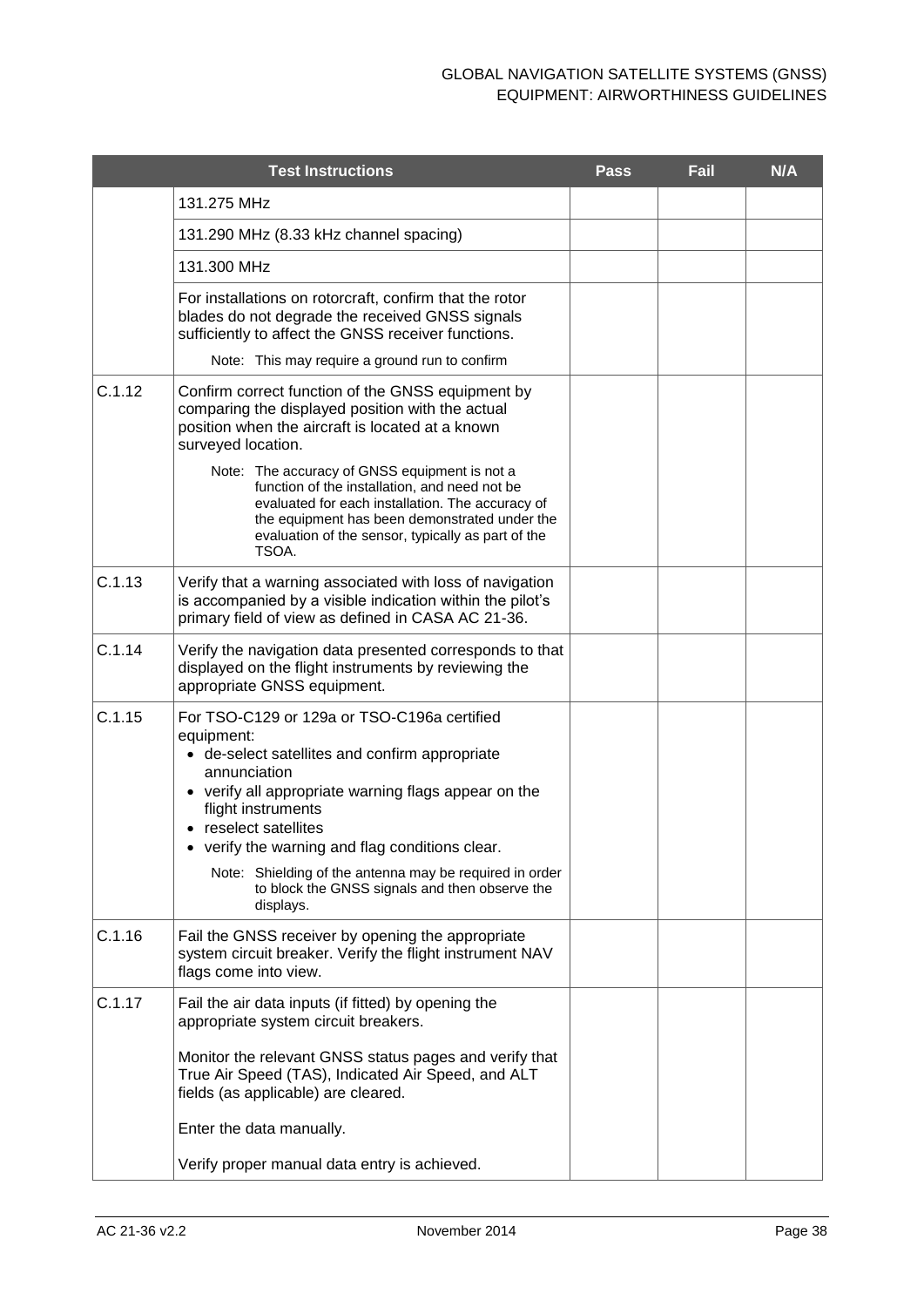| | Test Instructions | Pass | Fail | N/A |
|---|---|---|---|---|
| | 131.275 MHz | | | |
| | 131.290 MHz (8.33 kHz channel spacing) | | | |
| | 131.300 MHz | | | |
| | For installations on rotorcraft, confirm that the rotor blades do not degrade the received GNSS signals sufficiently to affect the GNSS receiver functions.<br><br>Note: This may require a ground run to confirm | | | |
| C.1.12 | Confirm correct function of the GNSS equipment by comparing the displayed position with the actual position when the aircraft is located at a known surveyed location.<br><br>Note: The accuracy of GNSS equipment is not a function of the installation, and need not be evaluated for each installation. The accuracy of the equipment has been demonstrated under the evaluation of the sensor, typically as part of the TSOA. | | | |
| C.1.13 | Verify that a warning associated with loss of navigation is accompanied by a visible indication within the pilot's primary field of view as defined in CASA AC 21-36. | | | |
| C.1.14 | Verify the navigation data presented corresponds to that displayed on the flight instruments by reviewing the appropriate GNSS equipment. | | | |
| C.1.15 | For TSO-C129 or 129a or TSO-C196a certified equipment:<br>• de-select satellites and confirm appropriate annunciation<br>• verify all appropriate warning flags appear on the flight instruments<br>• reselect satellites<br>• verify the warning and flag conditions clear.<br><br>Note: Shielding of the antenna may be required in order to block the GNSS signals and then observe the displays. | | | |
| C.1.16 | Fail the GNSS receiver by opening the appropriate system circuit breaker. Verify the flight instrument NAV flags come into view. | | | |
| C.1.17 | Fail the air data inputs (if fitted) by opening the appropriate system circuit breakers.<br><br>Monitor the relevant GNSS status pages and verify that True Air Speed (TAS), Indicated Air Speed, and ALT fields (as applicable) are cleared.<br><br>Enter the data manually.<br><br>Verify proper manual data entry is achieved. | | | |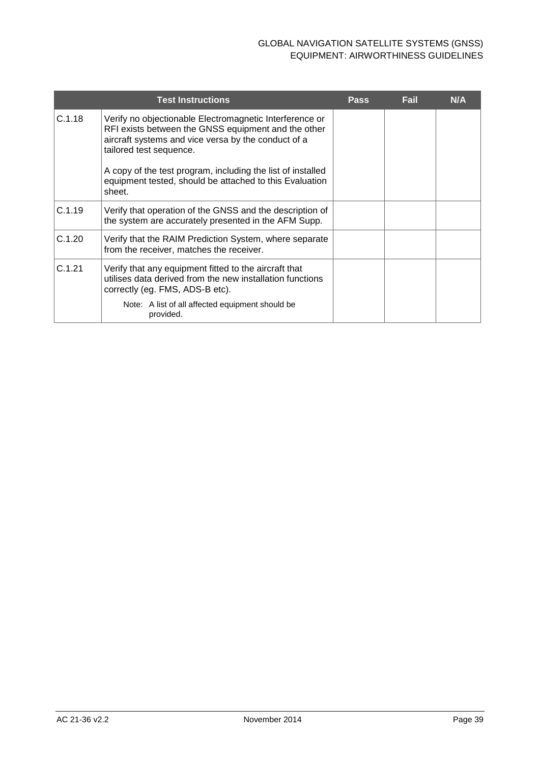| | Test Instructions | Pass | Fail | N/A |
|---|---|---|---|---|
| C.1.18 | Verify no objectionable Electromagnetic Interference or RFI exists between the GNSS equipment and the other aircraft systems and vice versa by the conduct of a tailored test sequence.<br><br>A copy of the test program, including the list of installed equipment tested, should be attached to this Evaluation sheet. | | | |
| C.1.19 | Verify that operation of the GNSS and the description of the system are accurately presented in the AFM Supp. | | | |
| C.1.20 | Verify that the RAIM Prediction System, where separate from the receiver, matches the receiver. | | | |
| C.1.21 | Verify that any equipment fitted to the aircraft that utilises data derived from the new installation functions correctly (eg. FMS, ADS-B etc).<br><br>Note: A list of all affected equipment should be provided. | | | |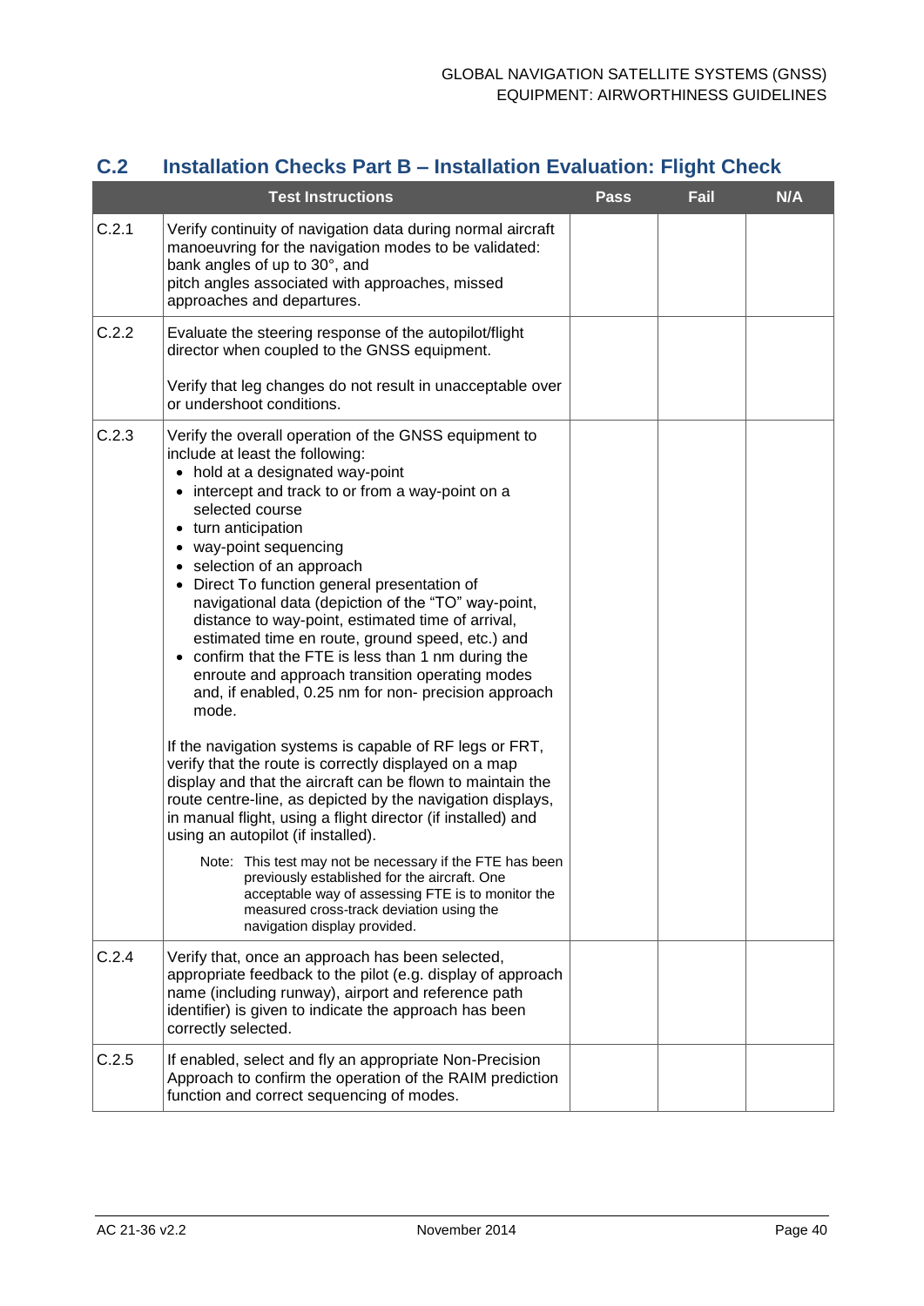## C.2 Installation Checks Part B – Installation Evaluation: Flight Check

| | Test Instructions | Pass | Fail | N/A |
|---|---|---|---|---|
| C.2.1 | Verify continuity of navigation data during normal aircraft manoeuvring for the navigation modes to be validated: bank angles of up to 30°, and pitch angles associated with approaches, missed approaches and departures. | | | |
| C.2.2 | Evaluate the steering response of the autopilot/flight director when coupled to the GNSS equipment.<br><br>Verify that leg changes do not result in unacceptable over or undershoot conditions. | | | |
| C.2.3 | Verify the overall operation of the GNSS equipment to include at least the following:<br>• hold at a designated way-point<br>• intercept and track to or from a way-point on a selected course<br>• turn anticipation<br>• way-point sequencing<br>• selection of an approach<br>• Direct To function general presentation of navigational data (depiction of the "TO" way-point, distance to way-point, estimated time of arrival, estimated time en route, ground speed, etc.) and<br>• confirm that the FTE is less than 1 nm during the enroute and approach transition operating modes and, if enabled, 0.25 nm for non- precision approach mode.<br><br>If the navigation systems is capable of RF legs or FRT, verify that the route is correctly displayed on a map display and that the aircraft can be flown to maintain the route centre-line, as depicted by the navigation displays, in manual flight, using a flight director (if installed) and using an autopilot (if installed).<br><br>Note: This test may not be necessary if the FTE has been previously established for the aircraft. One acceptable way of assessing FTE is to monitor the measured cross-track deviation using the navigation display provided. | | | |
| C.2.4 | Verify that, once an approach has been selected, appropriate feedback to the pilot (e.g. display of approach name (including runway), airport and reference path identifier) is given to indicate the approach has been correctly selected. | | | |
| C.2.5 | If enabled, select and fly an appropriate Non-Precision Approach to confirm the operation of the RAIM prediction function and correct sequencing of modes. | | | |